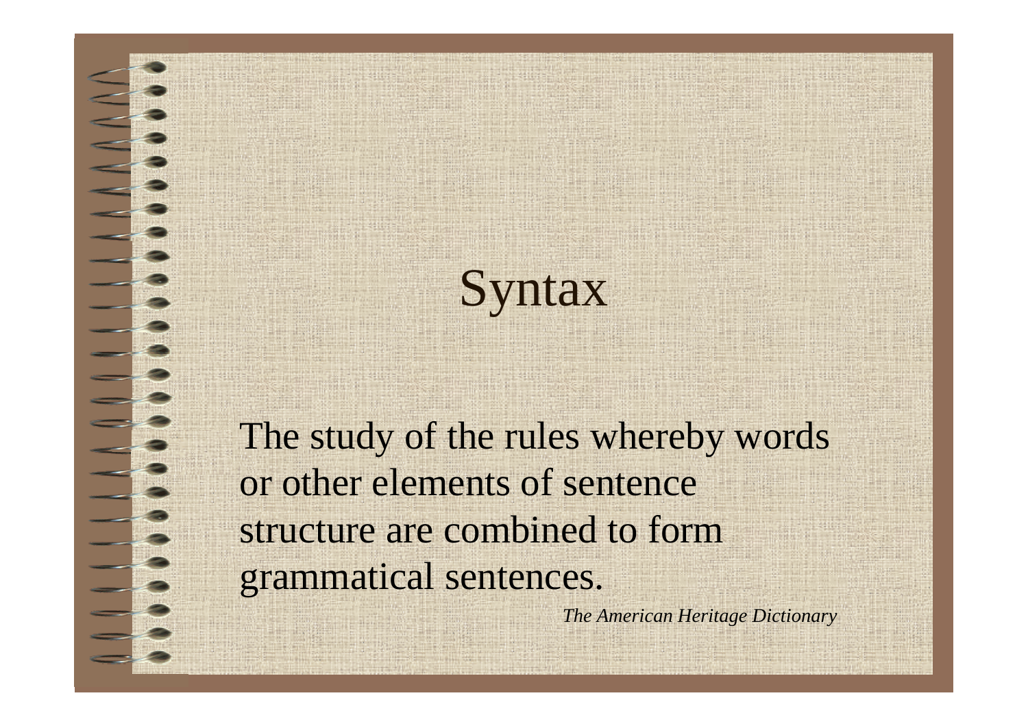# Syntax

The study of the rules whereby words or other elements of sentence structure are combined to form grammatical sentences.

*The American Heritage Dictionary*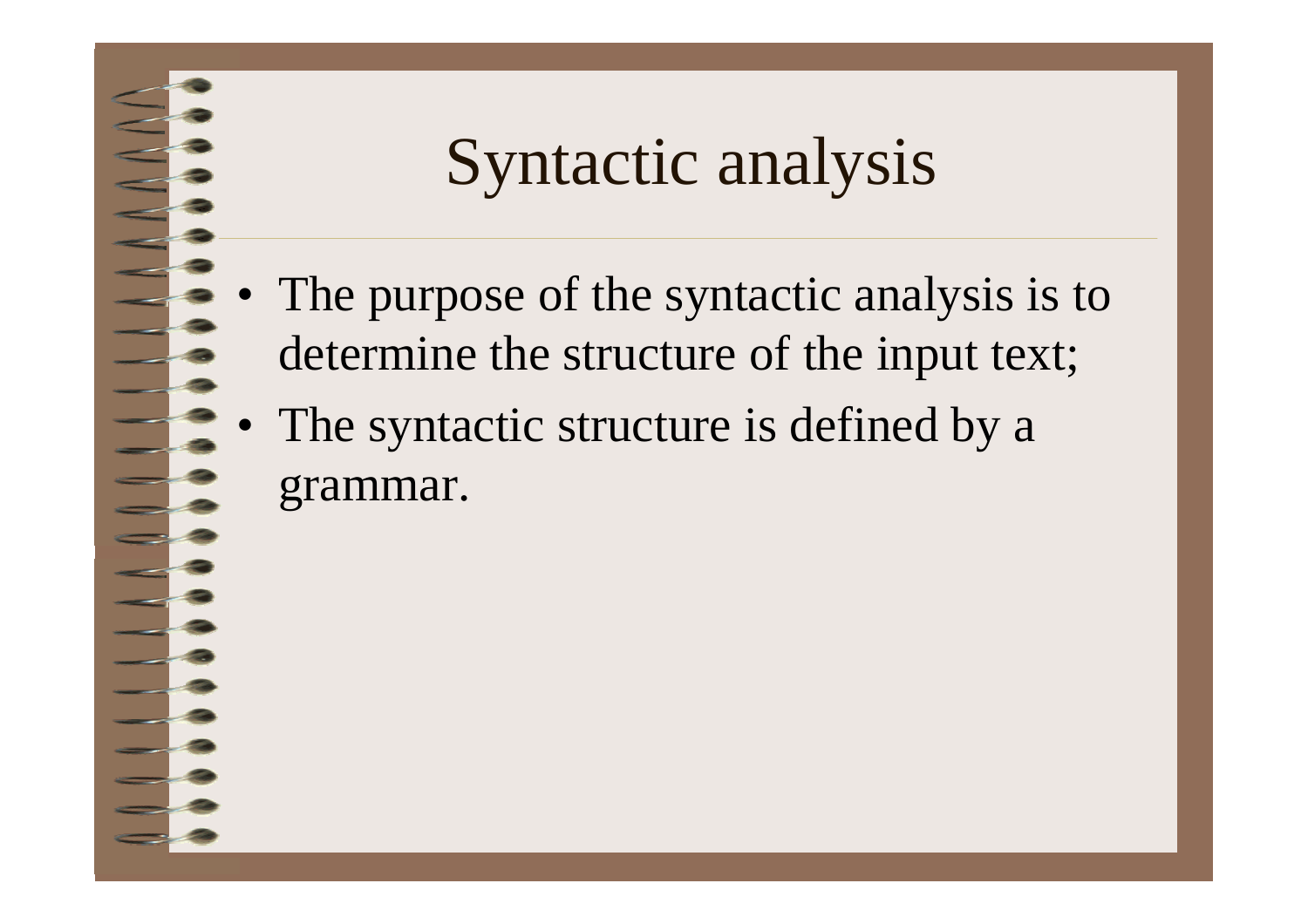# Syntactic analysis

- The purpose of the syntactic analysis is to determine the structure of the input text;
- The syntactic structure is defined by a grammar.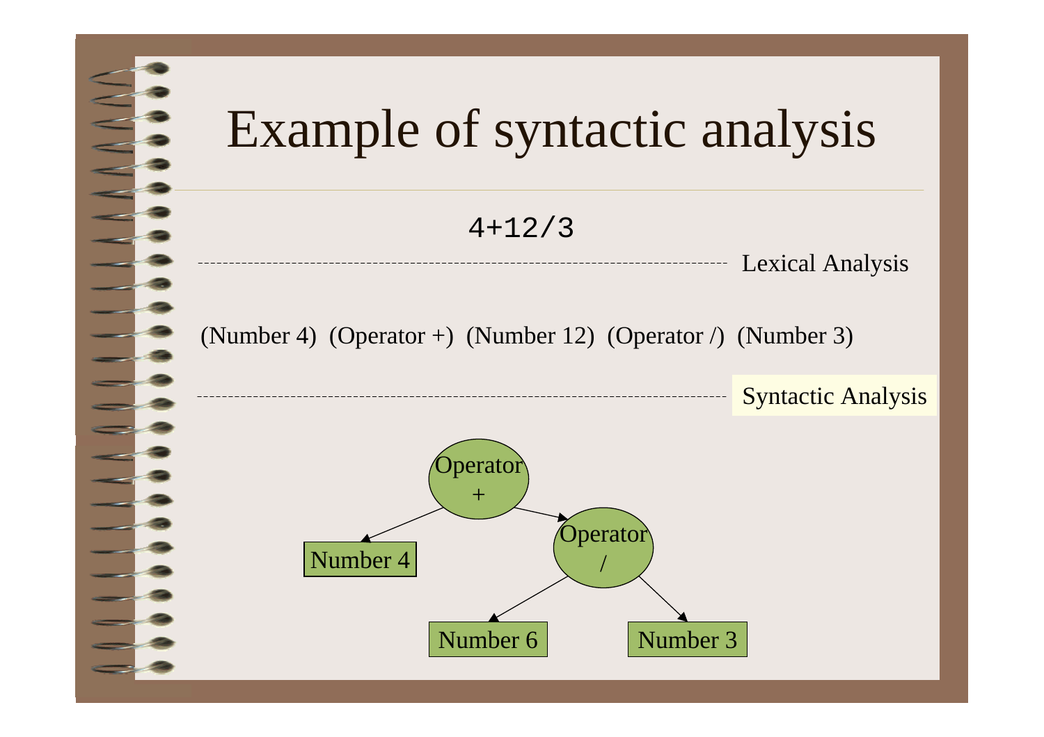# Example of syntactic analysis

```
4+12/3
```

Lexical Analysis

(Number 4) (Operator +) (Number 12) (Operator /) (Number 3)

Syntactic Analysis

Operator +

Number 4

Operator /

Number 6

Number 3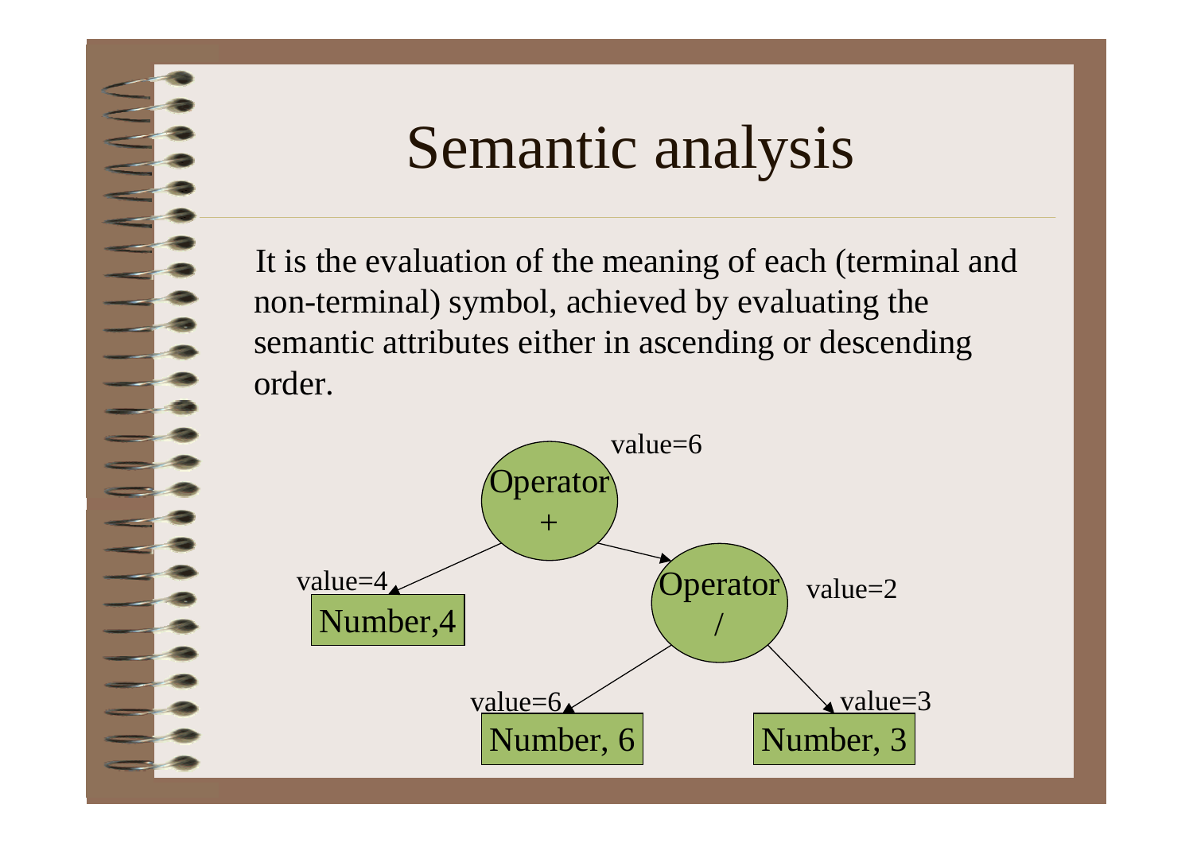# Semantic analysis

It is the evaluation of the meaning of each (terminal and non-terminal) symbol, achieved by evaluating the semantic attributes either in ascending or descending order.

value=6

Operator +

value=4

Number,4

Operator /

value=2

value=6

Number, 6

value=3

Number, 3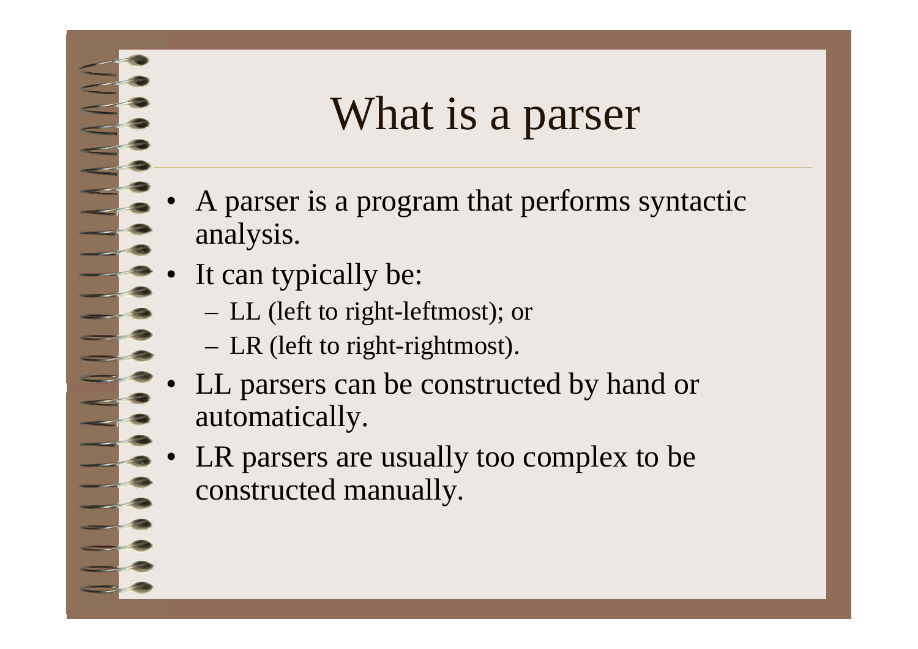# What is a parser

- A parser is a program that performs syntactic analysis.
- It can typically be:
  - LL (left to right-leftmost); or
  - LR (left to right-rightmost).
- LL parsers can be constructed by hand or automatically.
- LR parsers are usually too complex to be constructed manually.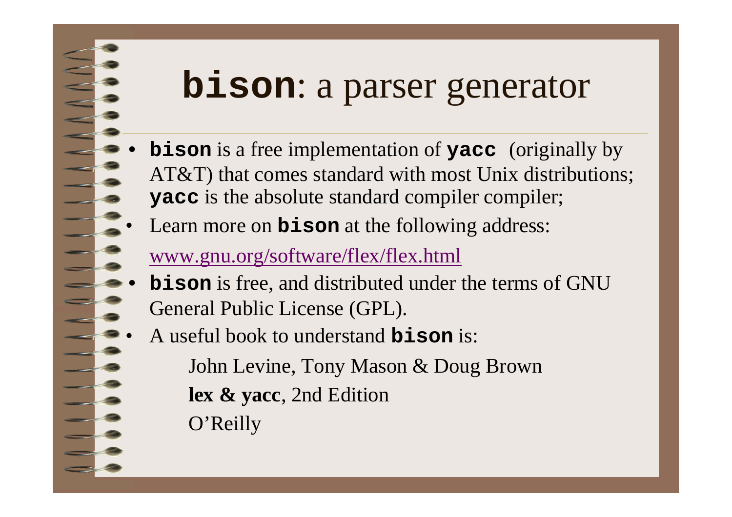# **bison**: a parser generator

- **bison** is a free implementation of **yacc** (originally by AT&T) that comes standard with most Unix distributions; **yacc** is the absolute standard compiler compiler;
- Learn more on **bison** at the following address:

  www.gnu.org/software/flex/flex.html

- **bison** is free, and distributed under the terms of GNU General Public License (GPL).
- A useful book to understand **bison** is:

  John Levine, Tony Mason & Doug Brown

  **lex & yacc**, 2nd Edition

  O'Reilly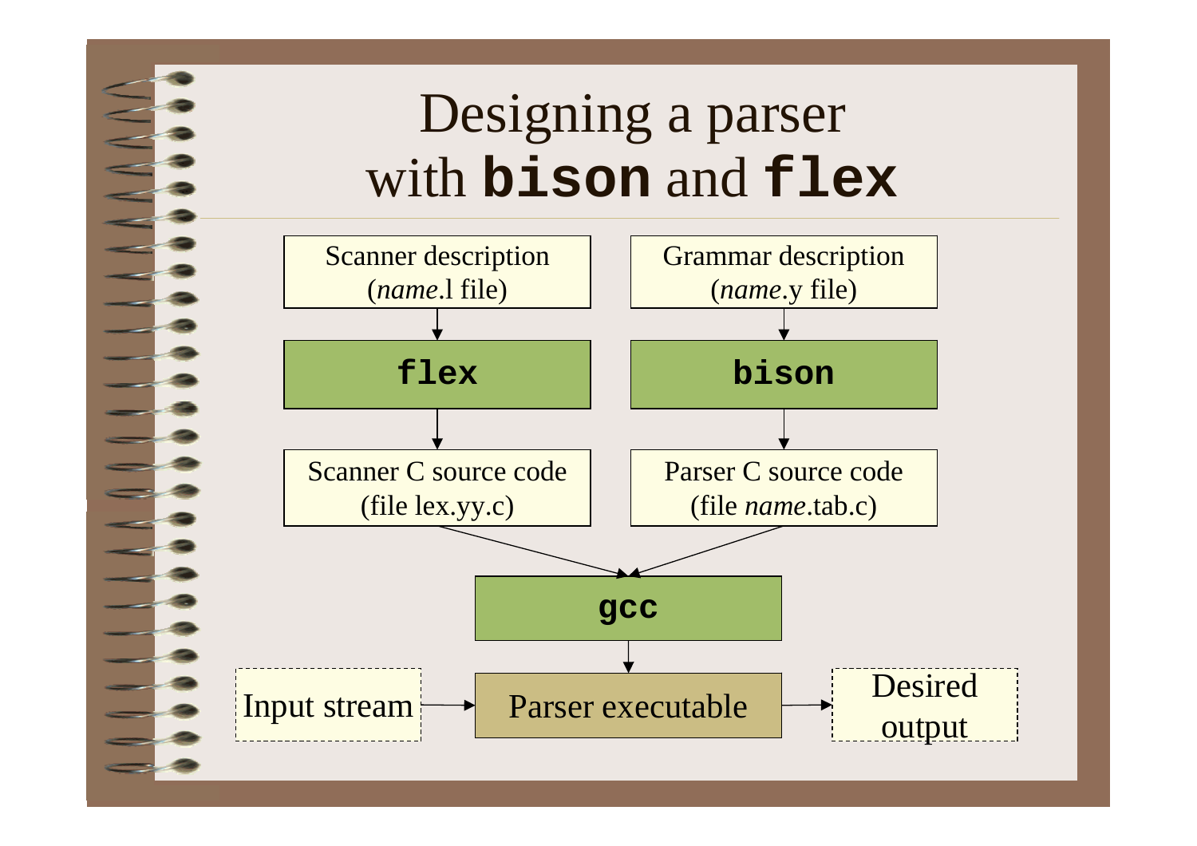# Designing a parser with **`bison`** and **`flex`**

Scanner description (*name*.l file)

**`flex`**

Scanner C source code (file lex.yy.c)

Grammar description (*name*.y file)

**`bison`**

Parser C source code (file *name*.tab.c)

**`gcc`**

Input stream

Parser executable

Desired output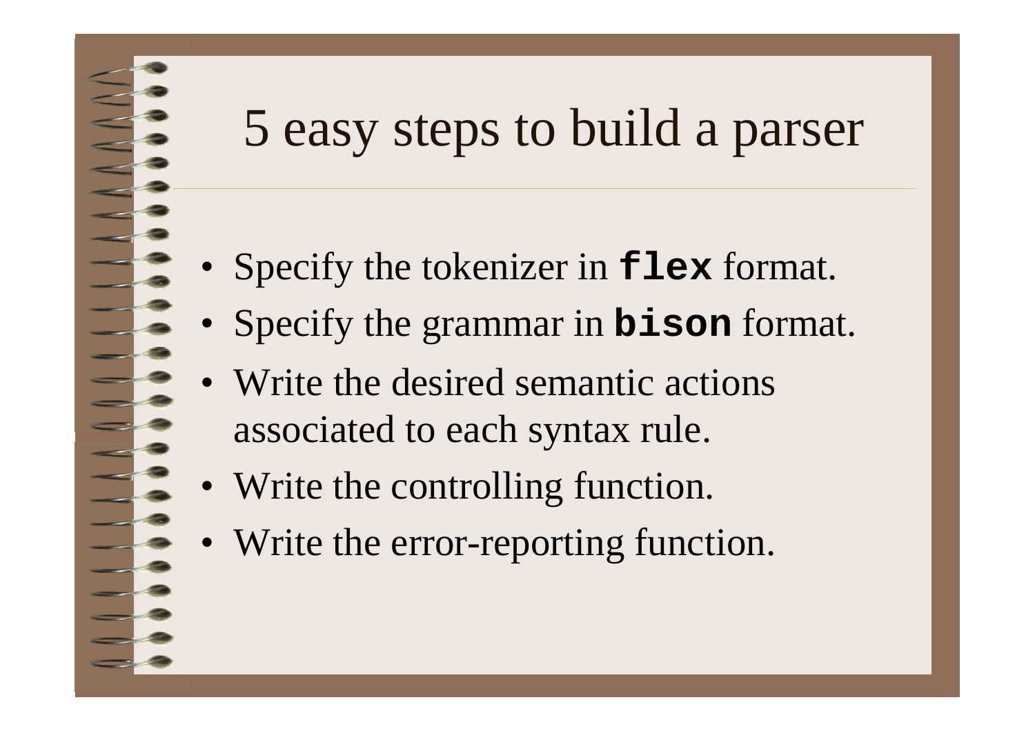# 5 easy steps to build a parser

- Specify the tokenizer in **`flex`** format.
- Specify the grammar in **`bison`** format.
- Write the desired semantic actions associated to each syntax rule.
- Write the controlling function.
- Write the error-reporting function.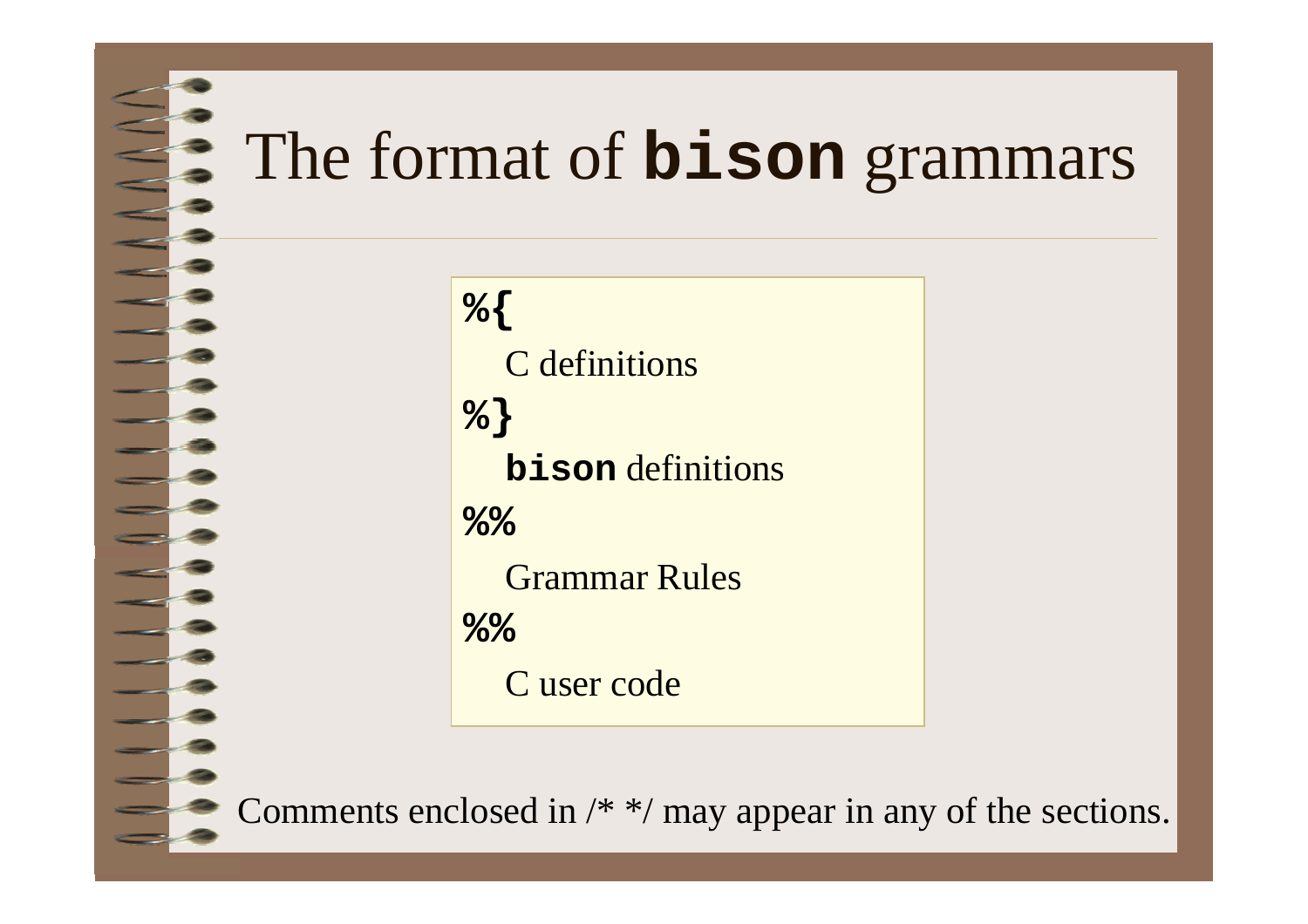# The format of **bison** grammars

```
%{
   C definitions
%}
   bison definitions
%%
   Grammar Rules
%%
   C user code
```

Comments enclosed in /* */ may appear in any of the sections.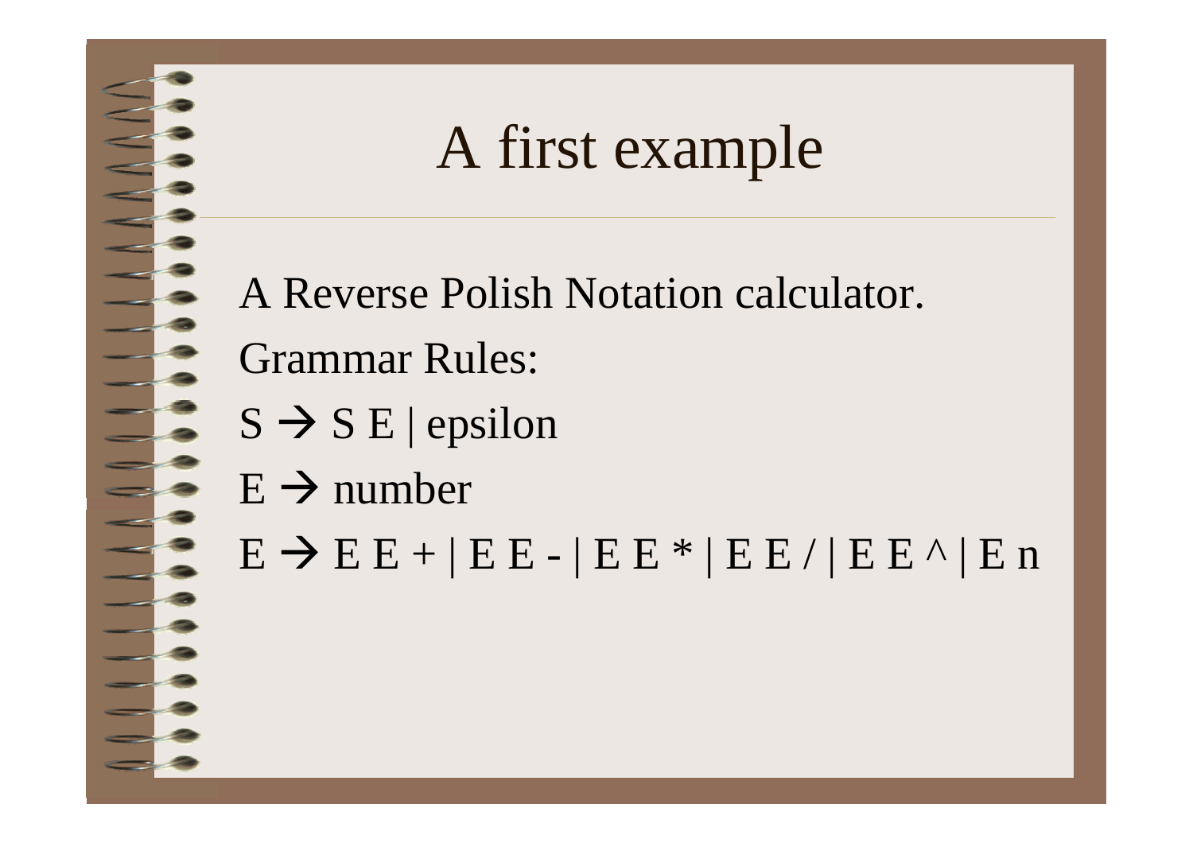# A first example

A Reverse Polish Notation calculator.

Grammar Rules:

S → S E | epsilon

E → number

E → E E + | E E - | E E * | E E / | E E ^ | E n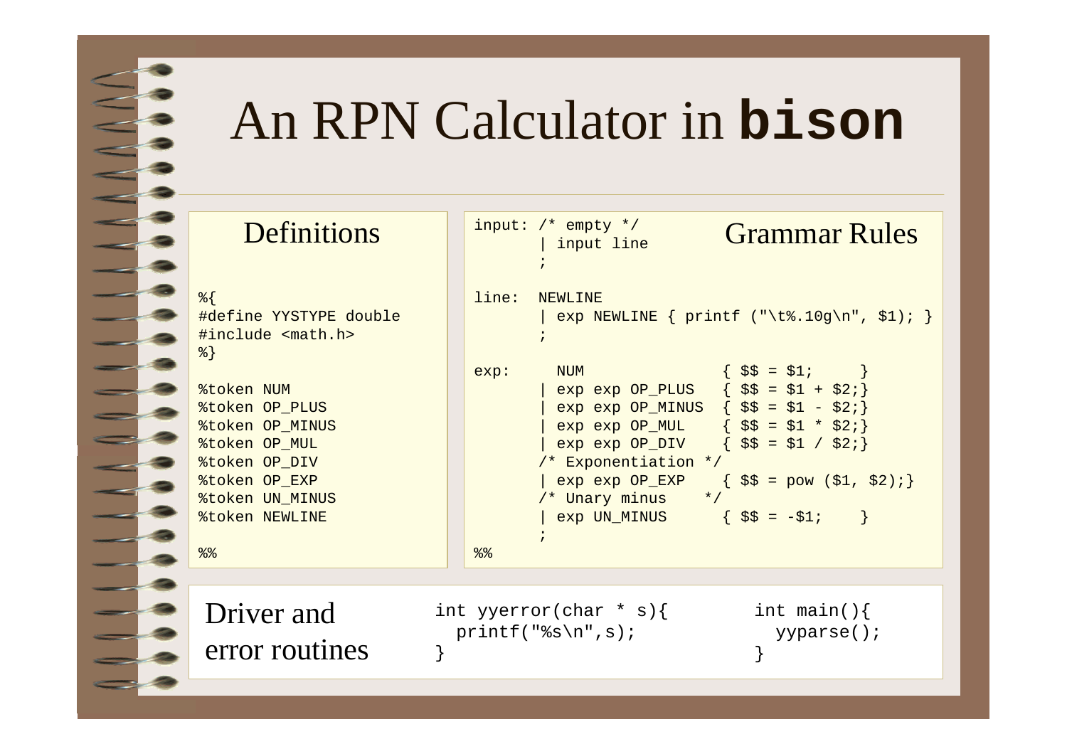# An RPN Calculator in **bison**

## Definitions

```
%{
#define YYSTYPE double
#include <math.h>
%}

%token NUM
%token OP_PLUS
%token OP_MINUS
%token OP_MUL
%token OP_DIV
%token OP_EXP
%token UN_MINUS
%token NEWLINE

%%
```

## Grammar Rules

```
input: /* empty */
       | input line
       ;

line:  NEWLINE
       | exp NEWLINE { printf ("\t%.10g\n", $1); }
       ;

exp:     NUM              { $$ = $1;      }
       | exp exp OP_PLUS  { $$ = $1 + $2;}
       | exp exp OP_MINUS { $$ = $1 - $2;}
       | exp exp OP_MUL   { $$ = $1 * $2;}
       | exp exp OP_DIV   { $$ = $1 / $2;}
       /* Exponentiation */
       | exp exp OP_EXP   { $$ = pow ($1, $2);}
       /* Unary minus    */
       | exp UN_MINUS     { $$ = -$1;     }
       ;
%%
```

## Driver and error routines

```
int yyerror(char * s){
  printf("%s\n",s);
}
```

```
int main(){
  yyparse();
}
```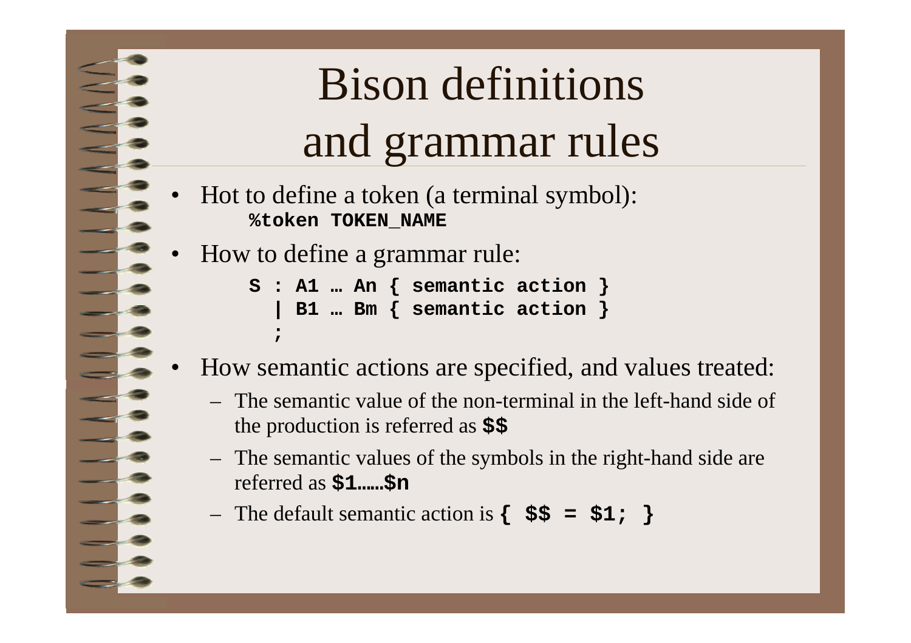# Bison definitions and grammar rules

- Hot to define a token (a terminal symbol):

  ```
  %token TOKEN_NAME
  ```

- How to define a grammar rule:

  ```
  S : A1 … An { semantic action }
    | B1 … Bm { semantic action }
    ;
  ```

- How semantic actions are specified, and values treated:
  - The semantic value of the non-terminal in the left-hand side of the production is referred as **`$$`**
  - The semantic values of the symbols in the right-hand side are referred as **`$1……$n`**
  - The default semantic action is **`{ $$ = $1; }`**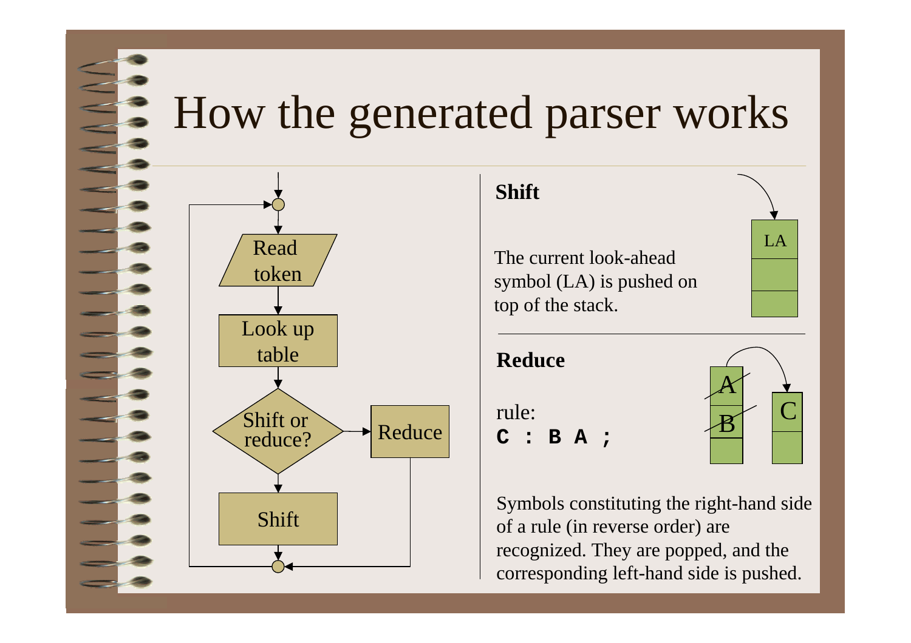# How the generated parser works

Read token

Look up table

Shift or reduce?

Reduce

Shift

**Shift**

The current look-ahead symbol (LA) is pushed on top of the stack.

LA

**Reduce**

rule:

```
C : B A ;
```

A

B

C

Symbols constituting the right-hand side of a rule (in reverse order) are recognized. They are popped, and the corresponding left-hand side is pushed.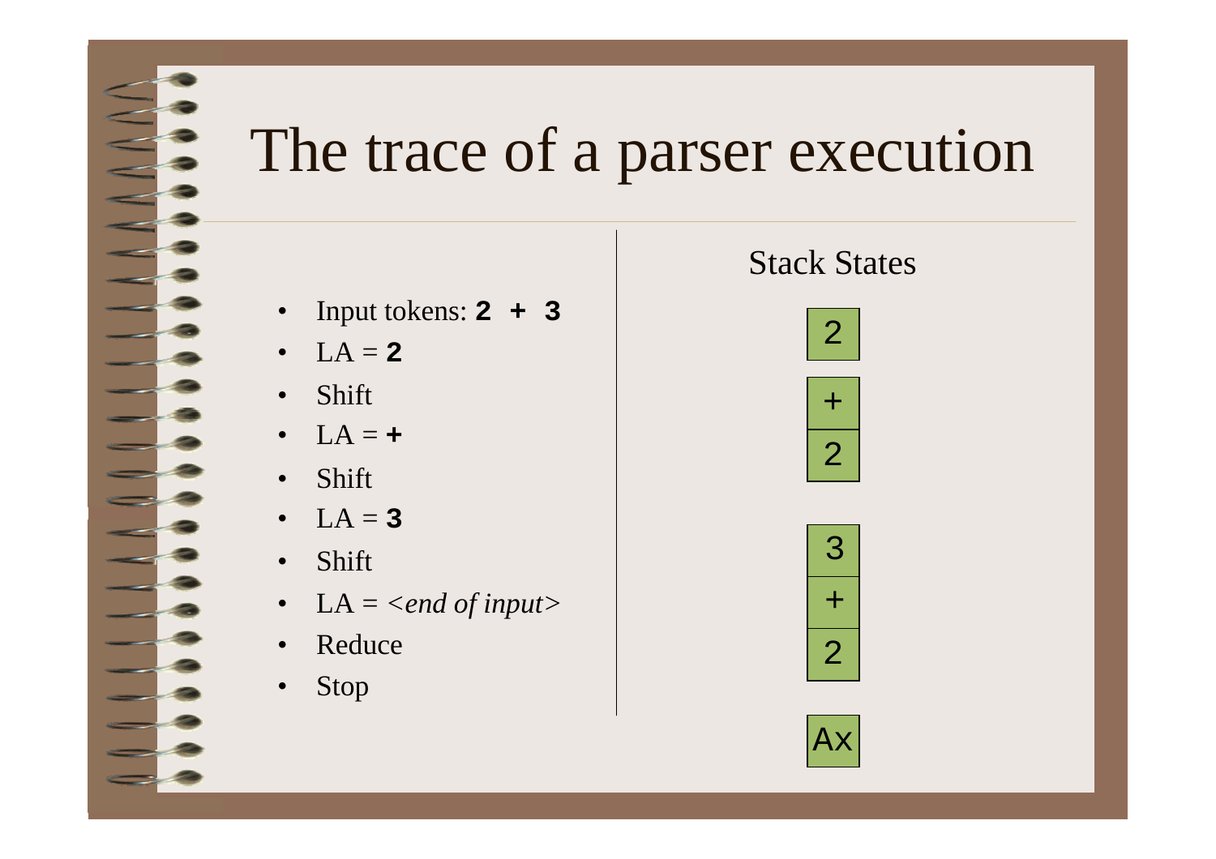# The trace of a parser execution

- Input tokens: **2 + 3**
- LA = **2**
- Shift
- LA = **+**
- Shift
- LA = **3**
- Shift
- LA = *<end of input>*
- Reduce
- Stop

Stack States

| 2 |
|---|

| + |
|---|
| 2 |

| 3 |
|---|
| + |
| 2 |

| Ax |
|---|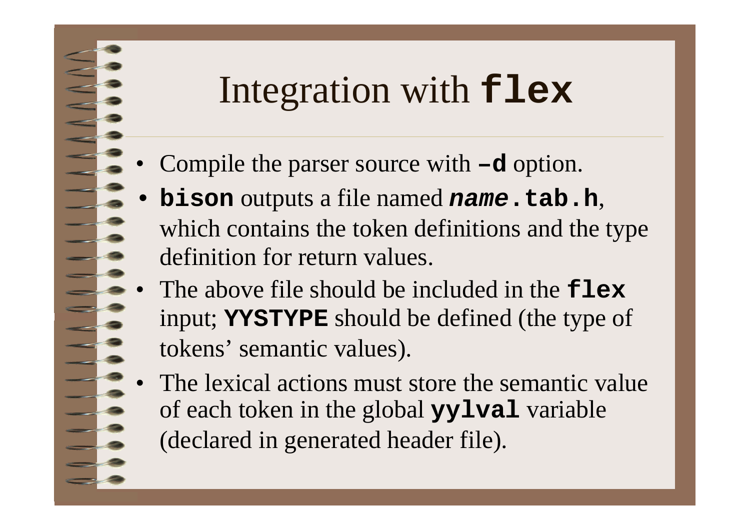# Integration with **`flex`**

- Compile the parser source with **`–d`** option.
- **`bison`** outputs a file named ***`name`*`.tab.h`**, which contains the token definitions and the type definition for return values.
- The above file should be included in the **`flex`** input; **`YYSTYPE`** should be defined (the type of tokens' semantic values).
- The lexical actions must store the semantic value of each token in the global **`yylval`** variable (declared in generated header file).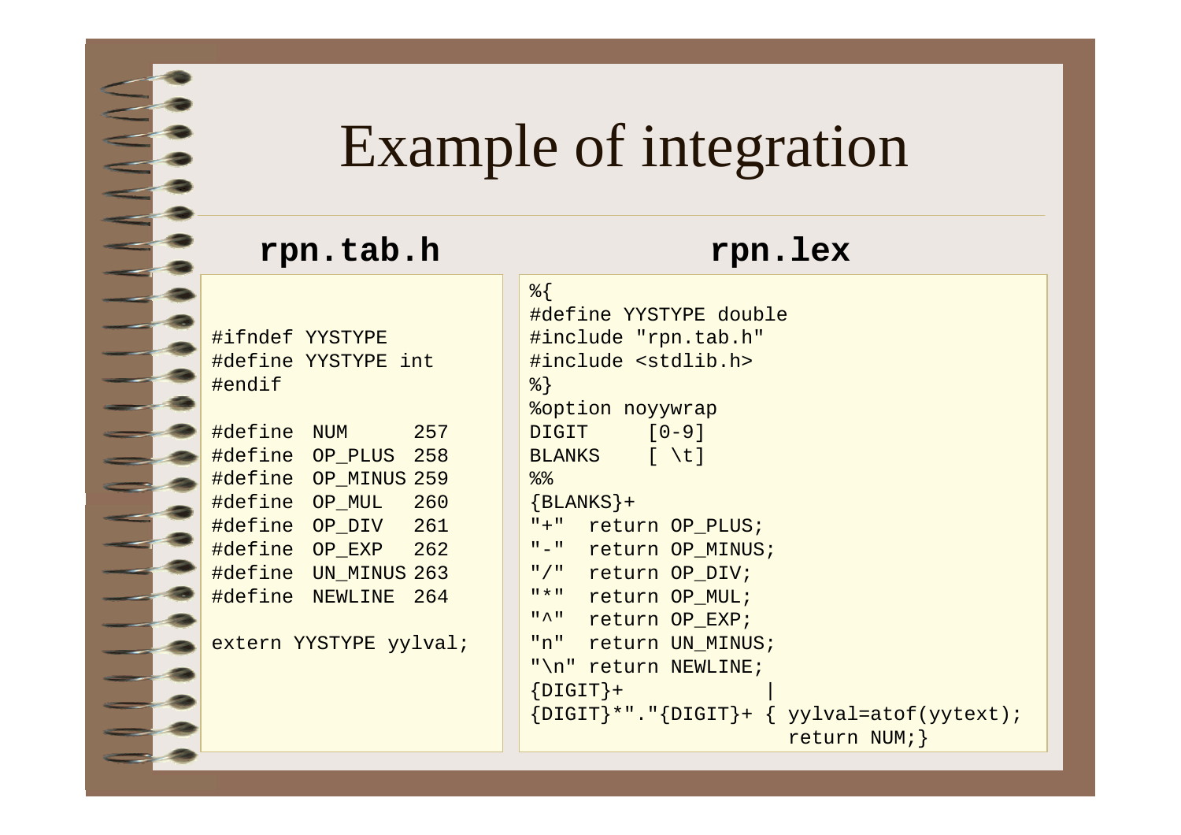# Example of integration

**rpn.tab.h**

```
#ifndef YYSTYPE
#define YYSTYPE int
#endif

#define  NUM      257
#define  OP_PLUS  258
#define  OP_MINUS 259
#define  OP_MUL   260
#define  OP_DIV   261
#define  OP_EXP   262
#define  UN_MINUS 263
#define  NEWLINE  264

extern YYSTYPE yylval;
```

**rpn.lex**

```
%{
#define YYSTYPE double
#include "rpn.tab.h"
#include <stdlib.h>
%}
%option noyywrap
DIGIT     [0-9]
BLANKS    [ \t]
%%
{BLANKS}+
"+"  return OP_PLUS;
"-"  return OP_MINUS;
"/"  return OP_DIV;
"*"  return OP_MUL;
"^"  return OP_EXP;
"n"  return UN_MINUS;
"\n" return NEWLINE;
{DIGIT}+            |
{DIGIT}*"."{DIGIT}+ { yylval=atof(yytext);
                      return NUM;}
```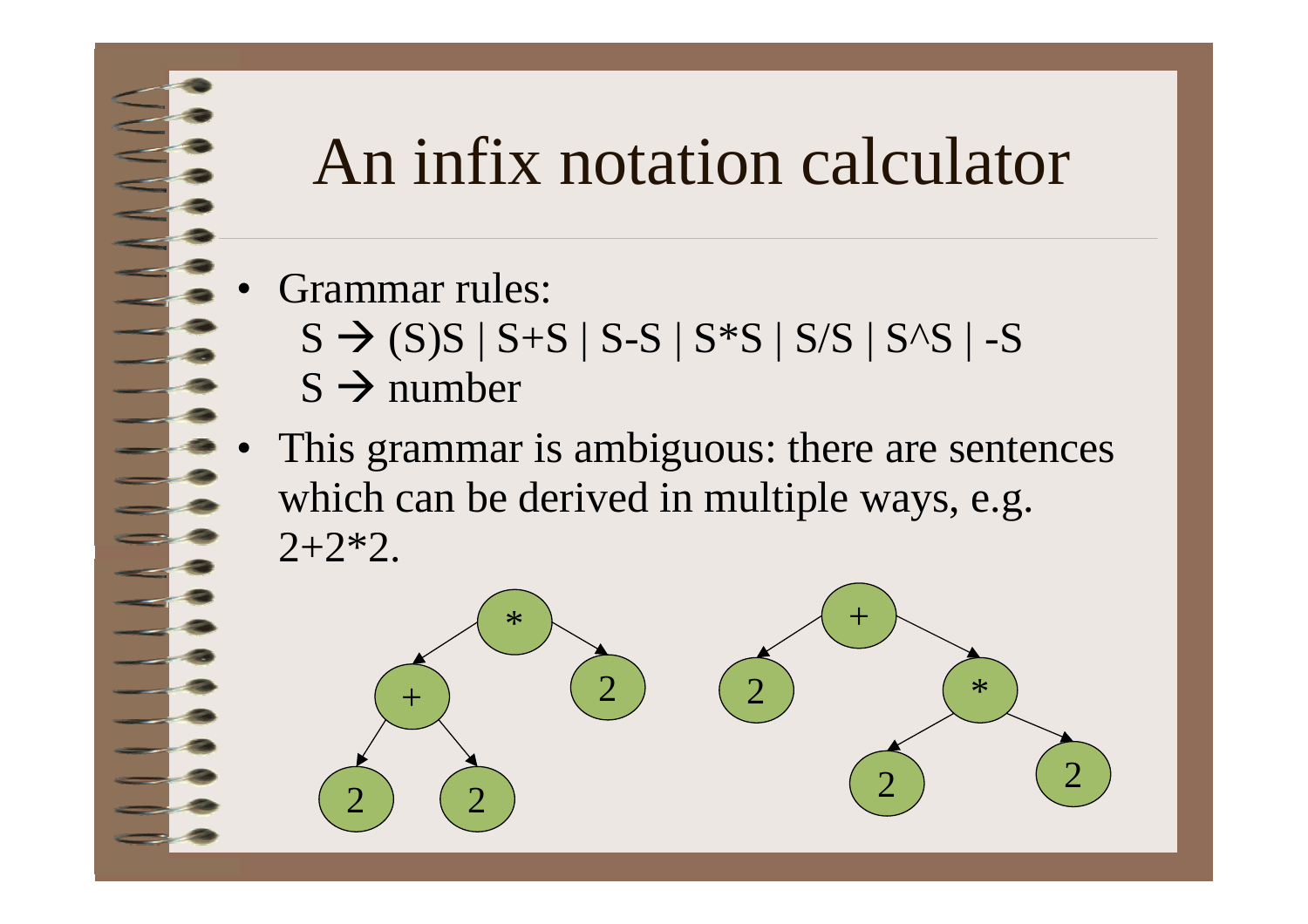# An infix notation calculator

- Grammar rules:

  S → (S)S | S+S | S-S | S*S | S/S | S^S | -S

  S → number

- This grammar is ambiguous: there are sentences which can be derived in multiple ways, e.g. 2+2*2.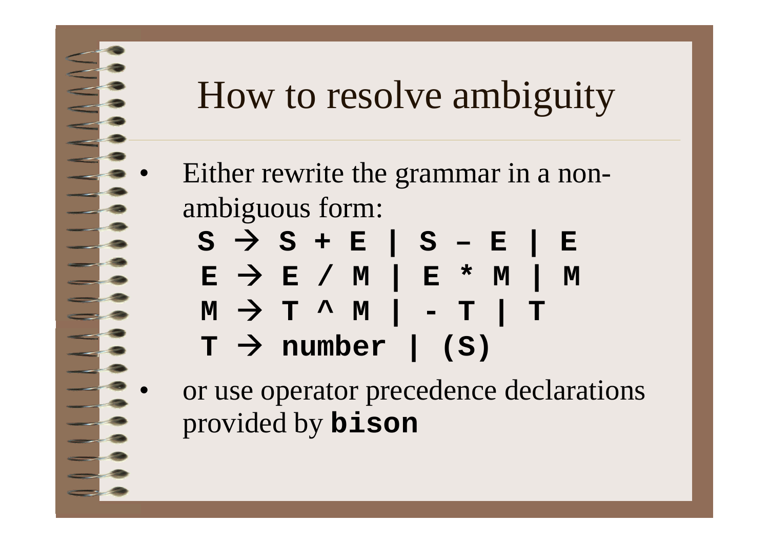# How to resolve ambiguity

- Either rewrite the grammar in a non-ambiguous form:

```
S → S + E | S – E | E
E → E / M | E * M | M
M → T ^ M | - T | T
T → number | (S)
```

- or use operator precedence declarations provided by **bison**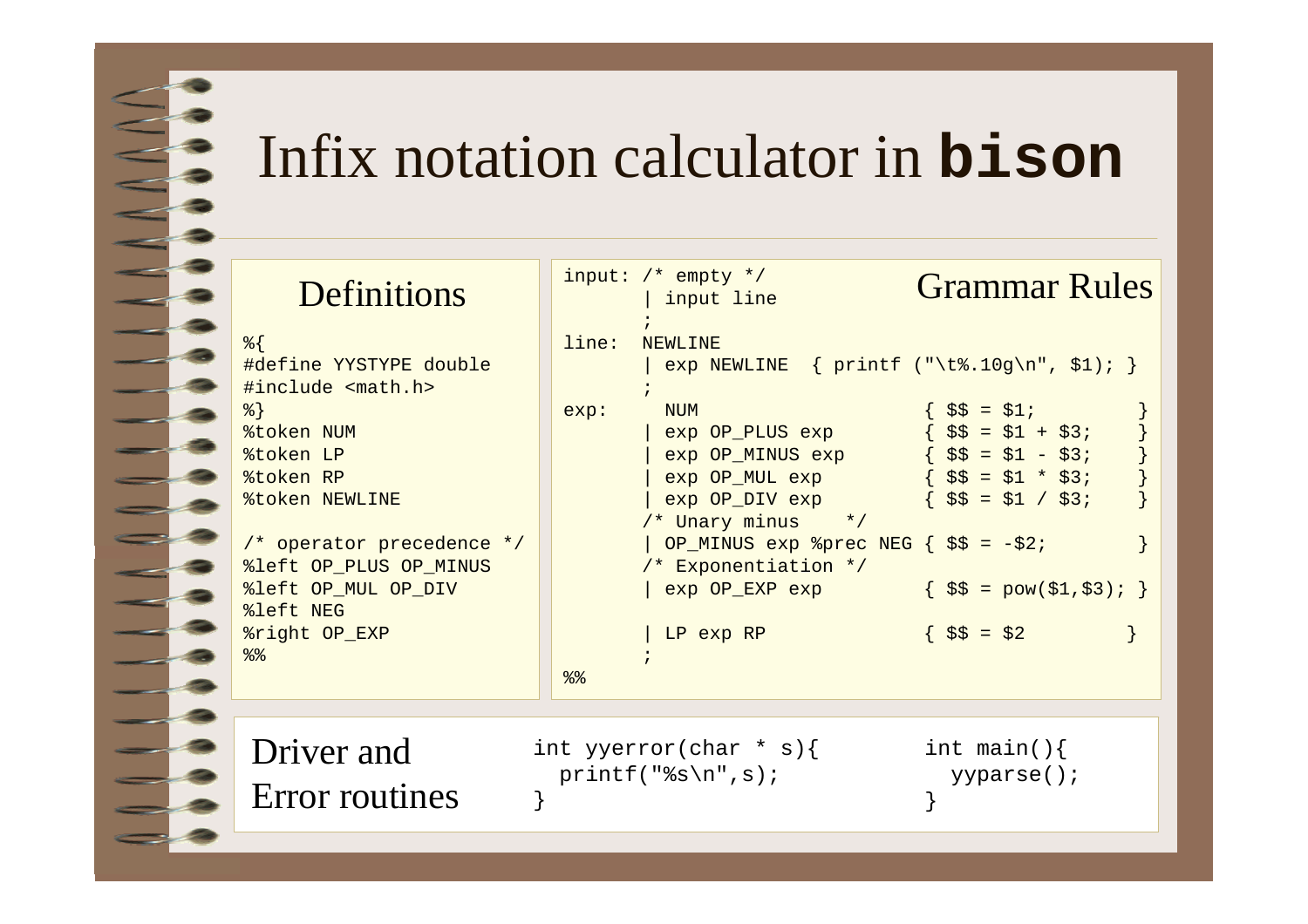# Infix notation calculator in **bison**

## Definitions

```
%{
#define YYSTYPE double
#include <math.h>
%}
%token NUM
%token LP
%token RP
%token NEWLINE

/* operator precedence */
%left OP_PLUS OP_MINUS
%left OP_MUL OP_DIV
%left NEG
%right OP_EXP
%%
```

## Grammar Rules

```
input: /* empty */
      | input line
      ;
line:  NEWLINE
      | exp NEWLINE  { printf ("\t%.10g\n", $1); }
      ;
exp:    NUM                   { $$ = $1;         }
      | exp OP_PLUS exp       { $$ = $1 + $3;    }
      | exp OP_MINUS exp      { $$ = $1 - $3;    }
      | exp OP_MUL exp        { $$ = $1 * $3;    }
      | exp OP_DIV exp        { $$ = $1 / $3;    }
      /* Unary minus    */
      | OP_MINUS exp %prec NEG { $$ = -$2;       }
      /* Exponentiation */
      | exp OP_EXP exp        { $$ = pow($1,$3); }

      | LP exp RP             { $$ = $2         }
      ;
%%
```

## Driver and Error routines

```
int yyerror(char * s){
  printf("%s\n",s);
}
```

```
int main(){
  yyparse();
}
```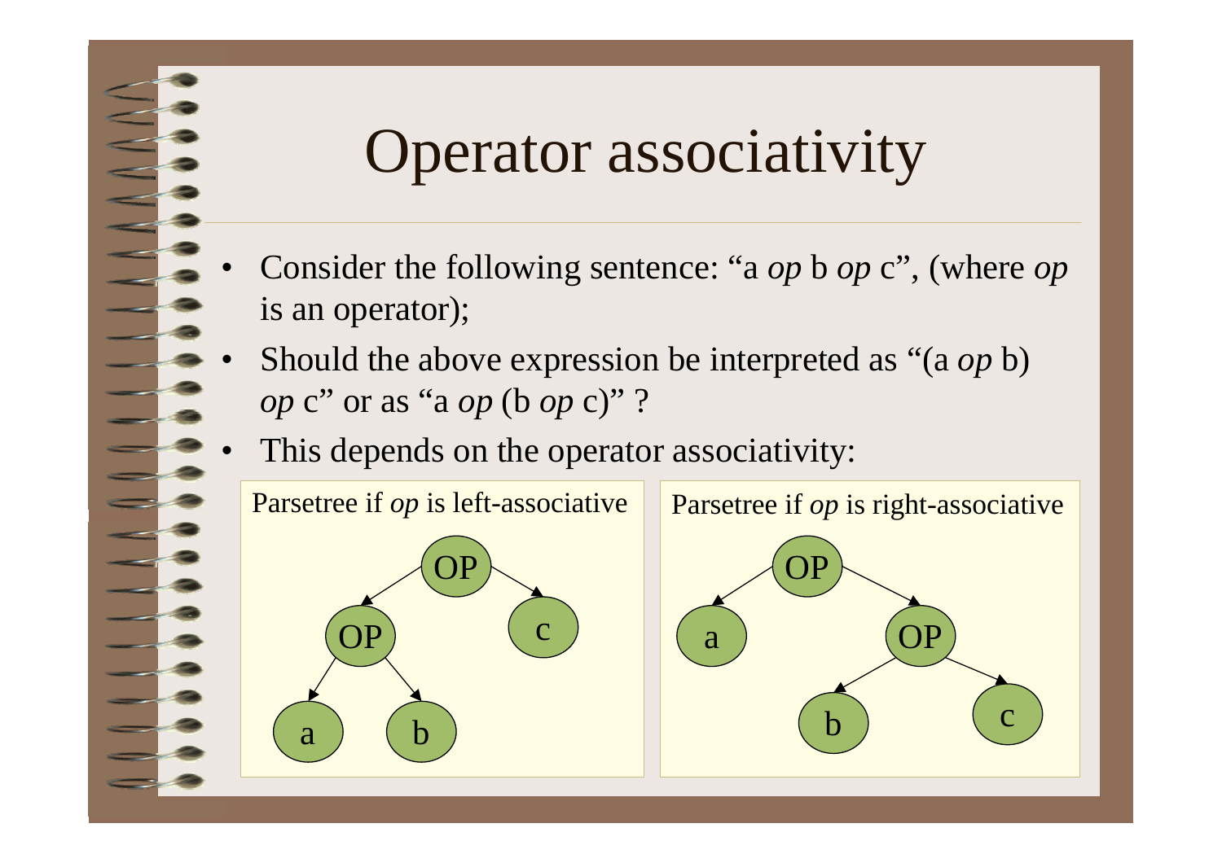# Operator associativity

- Consider the following sentence: "a *op* b *op* c", (where *op* is an operator);
- Should the above expression be interpreted as "(a *op* b) *op* c" or as "a *op* (b *op* c)" ?
- This depends on the operator associativity:

Parsetree if *op* is left-associative

Parsetree if *op* is right-associative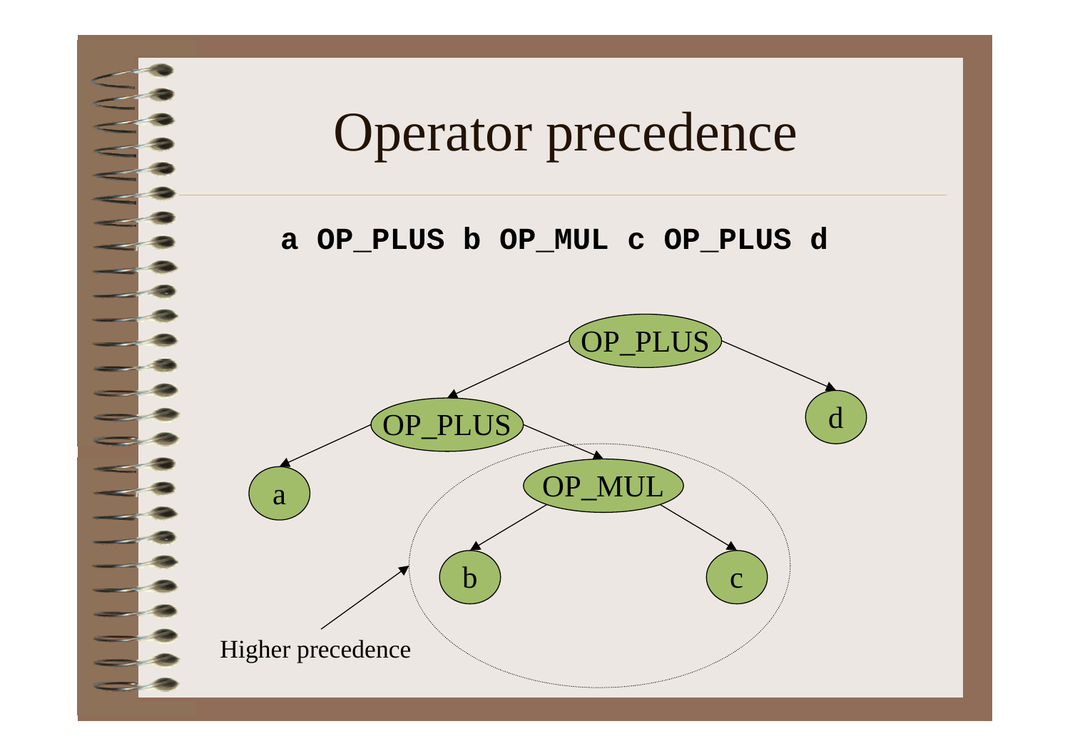# Operator precedence

```
a OP_PLUS b OP_MUL c OP_PLUS d
```

OP_PLUS

OP_PLUS

d

a

OP_MUL

b

c

Higher precedence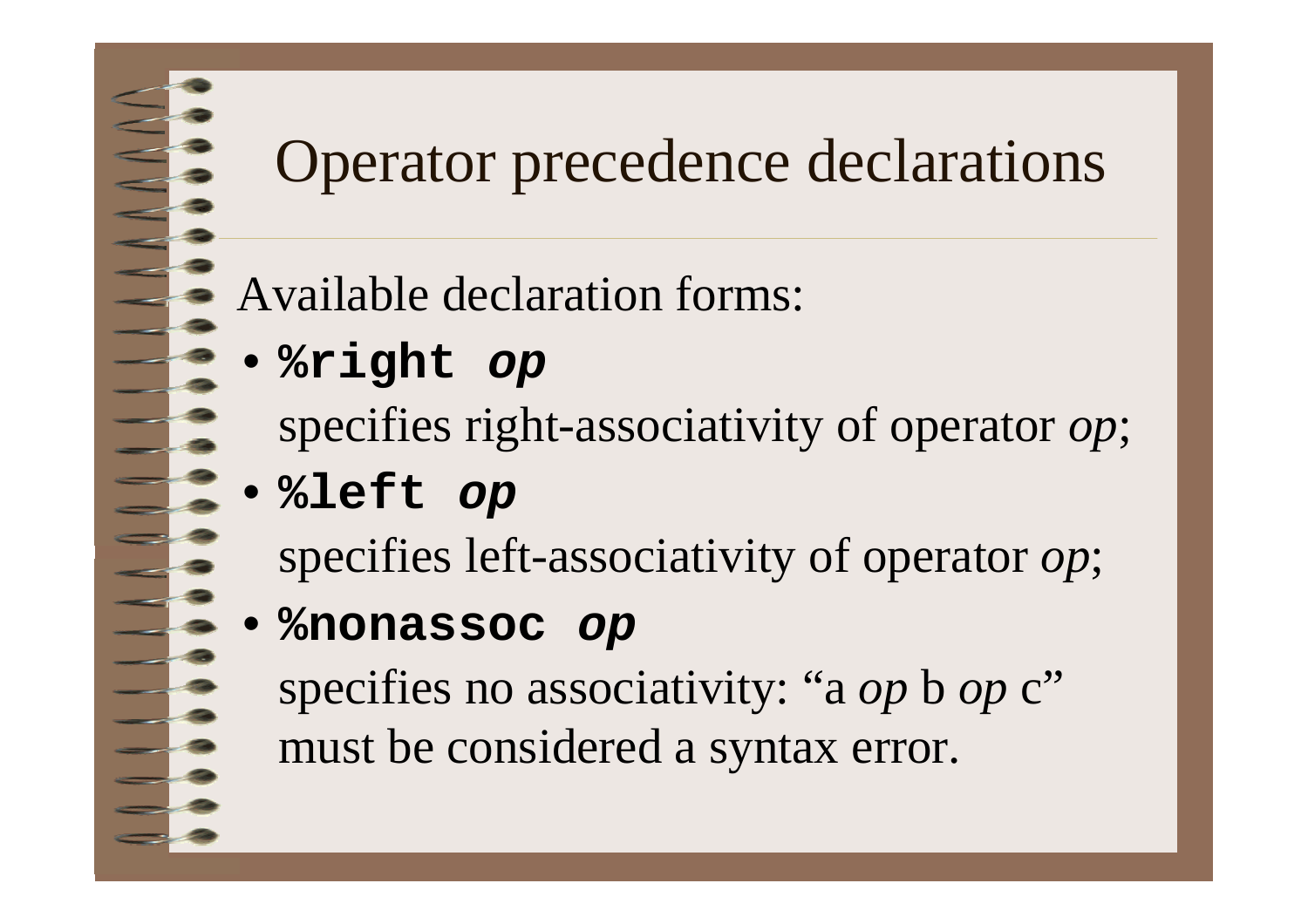# Operator precedence declarations

Available declaration forms:

- **`%right`** ***`op`***

  specifies right-associativity of operator *op*;

- **`%left`** ***`op`***

  specifies left-associativity of operator *op*;

- **`%nonassoc`** ***`op`***

  specifies no associativity: “a *op* b *op* c” must be considered a syntax error.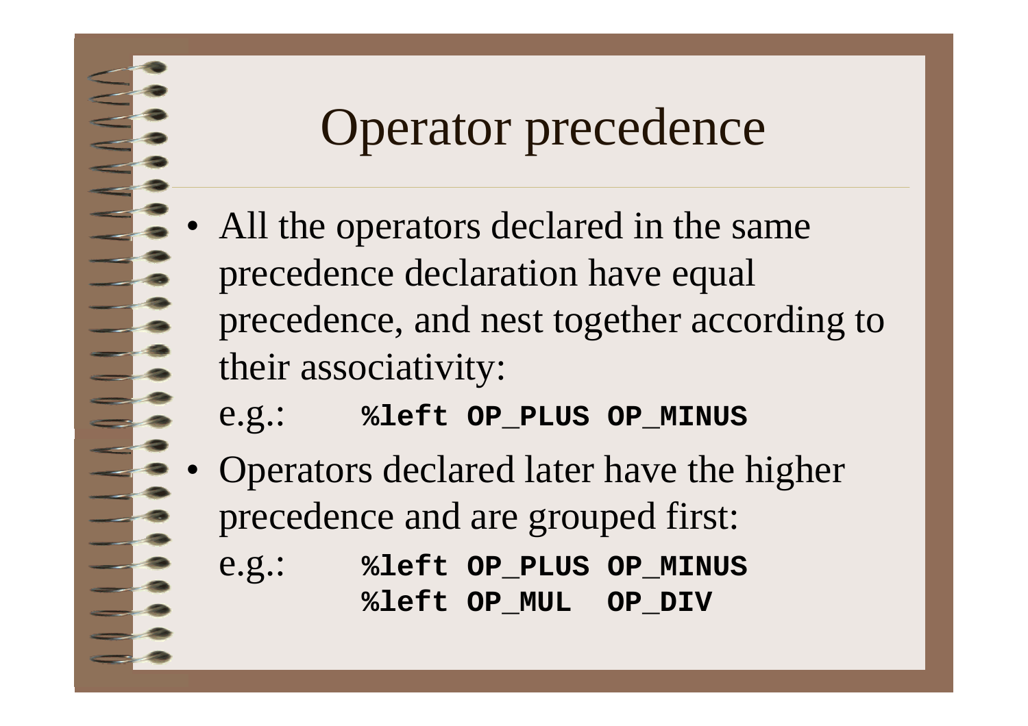# Operator precedence

- All the operators declared in the same precedence declaration have equal precedence, and nest together according to their associativity:

  e.g.:
  ```
  %left OP_PLUS OP_MINUS
  ```

- Operators declared later have the higher precedence and are grouped first:

  e.g.:
  ```
  %left OP_PLUS OP_MINUS
  %left OP_MUL  OP_DIV
  ```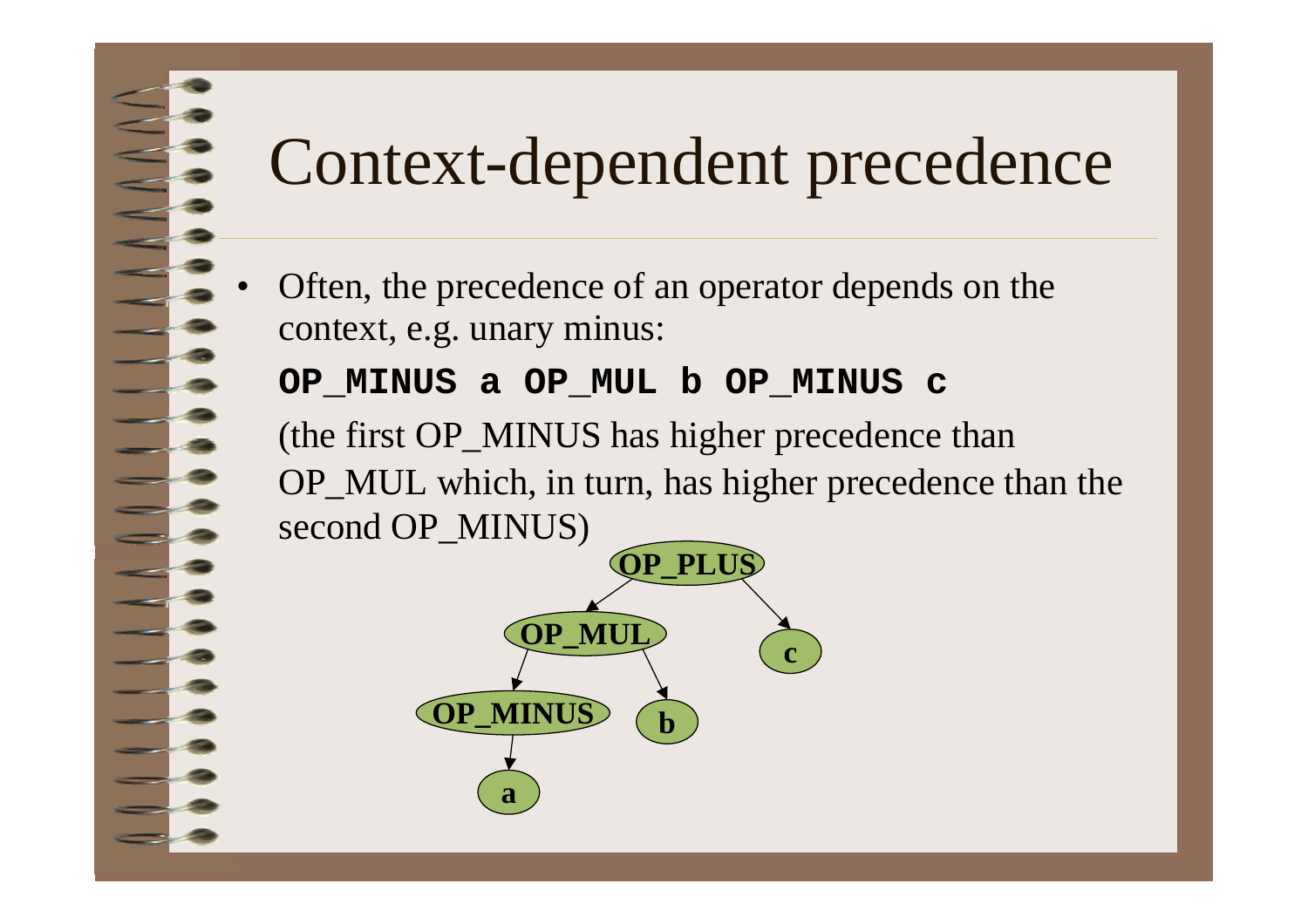# Context-dependent precedence

- Often, the precedence of an operator depends on the context, e.g. unary minus:

  **`OP_MINUS a OP_MUL b OP_MINUS c`**

  (the first OP_MINUS has higher precedence than OP_MUL which, in turn, has higher precedence than the second OP_MINUS)

```
            OP_PLUS
           /       \
       OP_MUL       c
       /    \
  OP_MINUS   b
      |
      a
```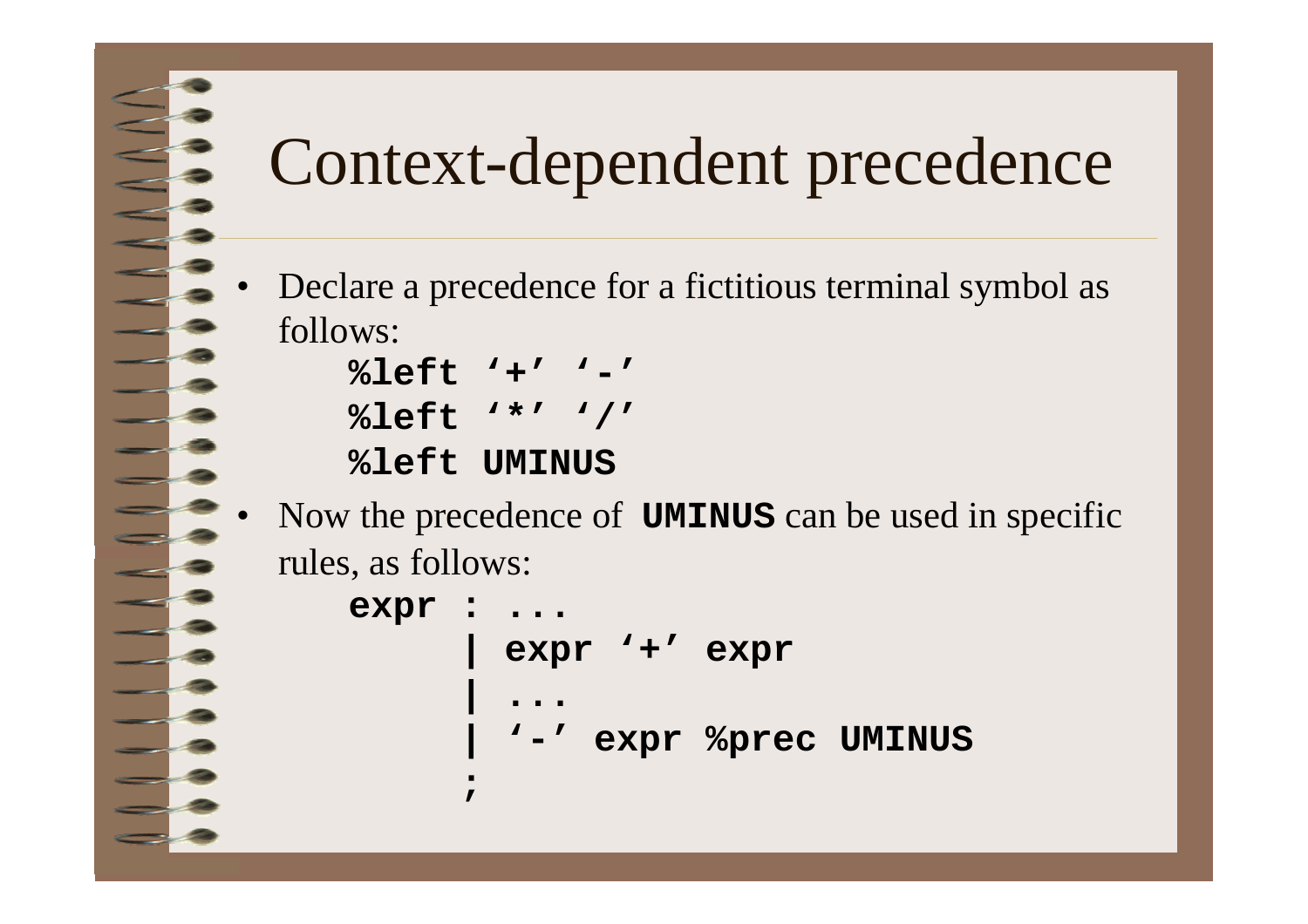# Context-dependent precedence

- Declare a precedence for a fictitious terminal symbol as follows:

```
%left '+' '-'
%left '*' '/'
%left UMINUS
```

- Now the precedence of **`UMINUS`** can be used in specific rules, as follows:

```
expr : ...
     | expr '+' expr
     | ...
     | '-' expr %prec UMINUS
     ;
```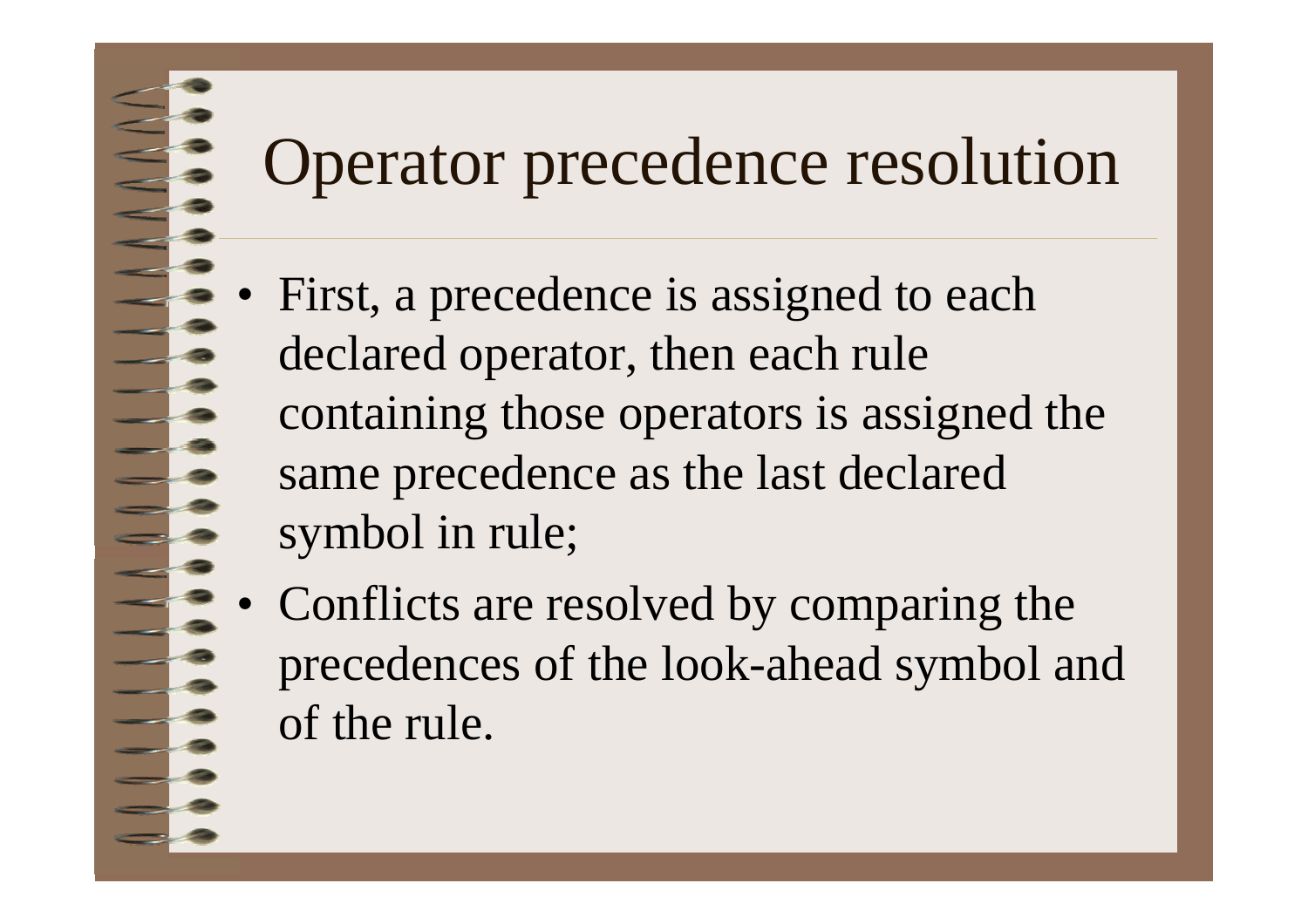# Operator precedence resolution

- First, a precedence is assigned to each declared operator, then each rule containing those operators is assigned the same precedence as the last declared symbol in rule;
- Conflicts are resolved by comparing the precedences of the look-ahead symbol and of the rule.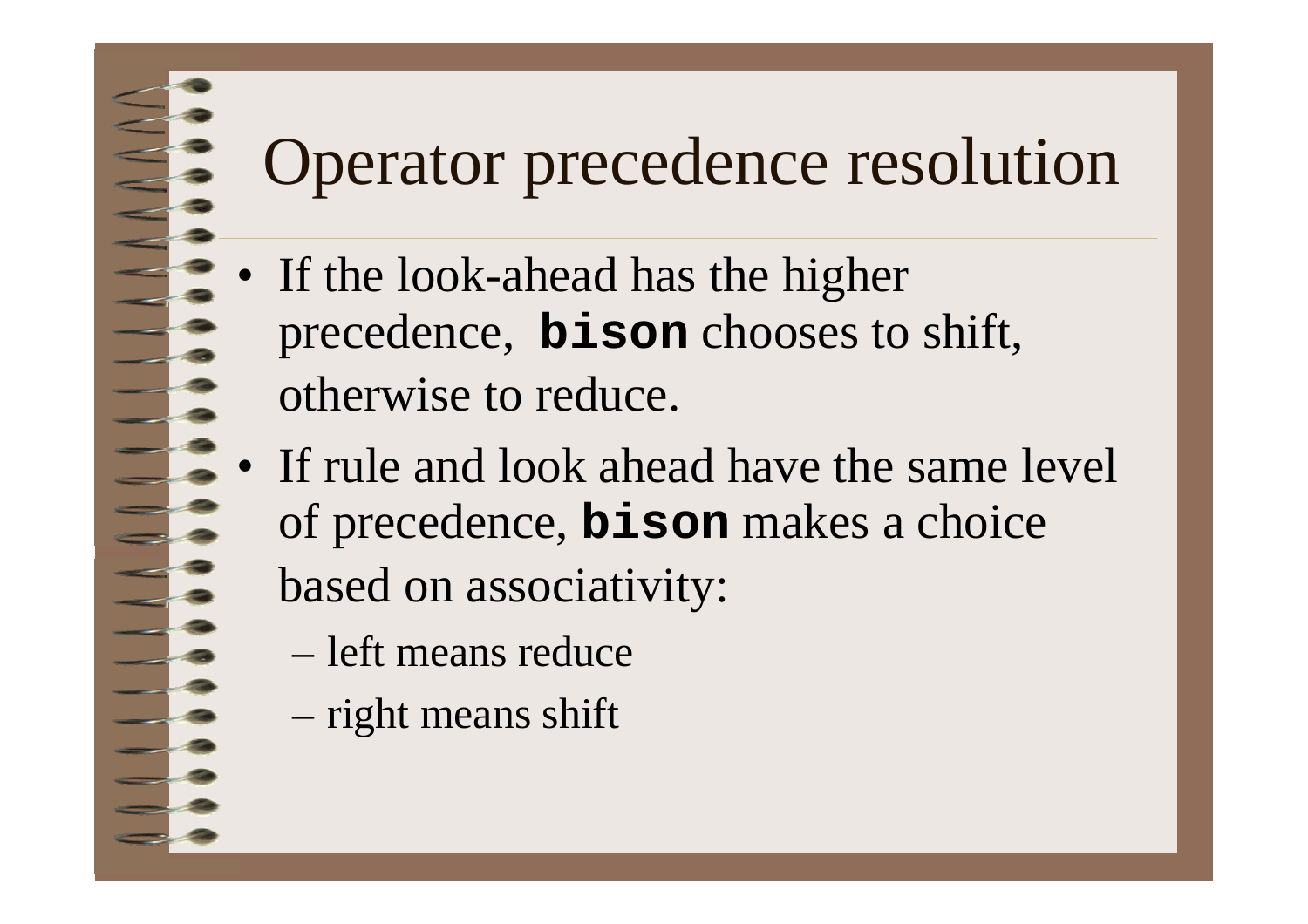# Operator precedence resolution

- If the look-ahead has the higher precedence, **`bison`** chooses to shift, otherwise to reduce.
- If rule and look ahead have the same level of precedence, **`bison`** makes a choice based on associativity:
  - left means reduce
  - right means shift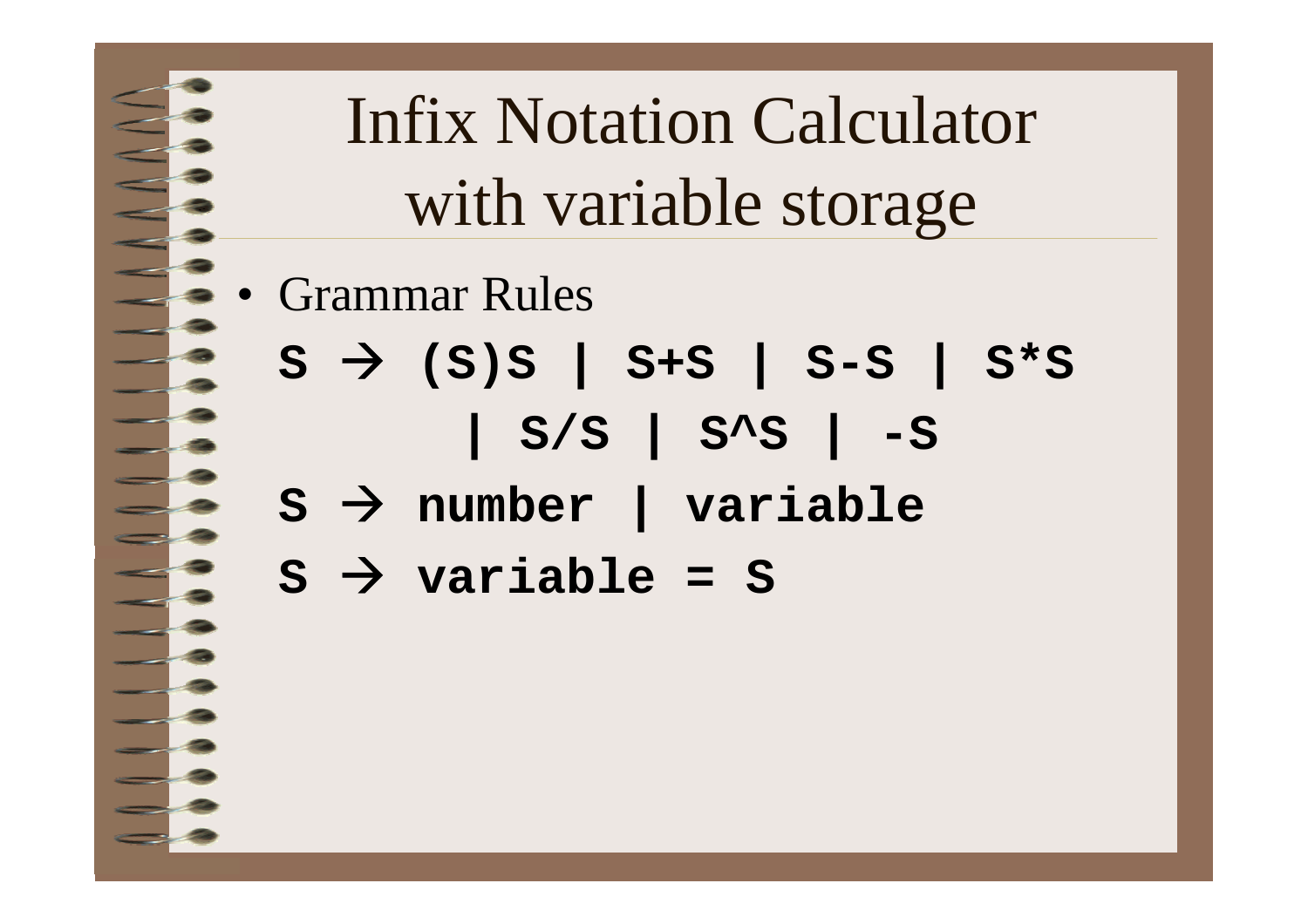# Infix Notation Calculator with variable storage

- Grammar Rules

```
S → (S)S | S+S | S-S | S*S
        | S/S | S^S | -S
S → number | variable
S → variable = S
```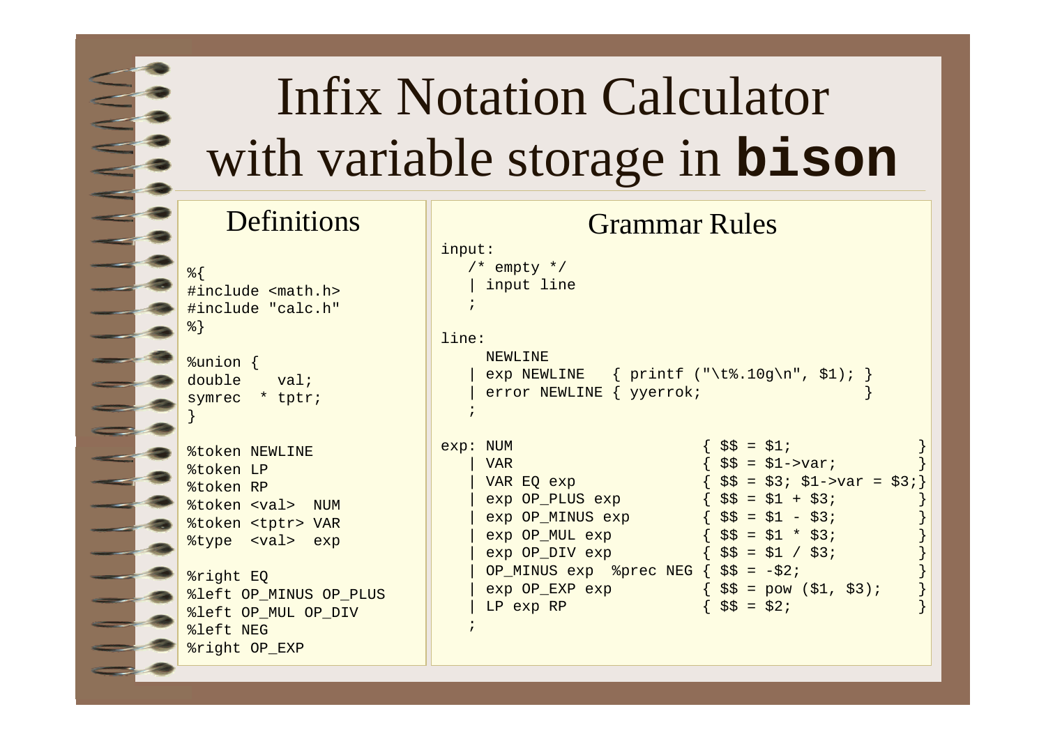# Infix Notation Calculator with variable storage in **bison**

## Definitions

```
%{
#include <math.h>
#include "calc.h"
%}

%union {
double    val;
symrec  * tptr;
}

%token NEWLINE
%token LP
%token RP
%token <val>  NUM
%token <tptr> VAR
%type  <val>  exp

%right EQ
%left OP_MINUS OP_PLUS
%left OP_MUL OP_DIV
%left NEG
%right OP_EXP
```

## Grammar Rules

```
input:
   /* empty */
   | input line
   ;

line:
     NEWLINE
   | exp NEWLINE   { printf ("\t%.10g\n", $1); }
   | error NEWLINE { yyerrok;                  }
   ;

exp: NUM                    { $$ = $1;                }
   | VAR                    { $$ = $1->var;           }
   | VAR EQ exp             { $$ = $3; $1->var = $3;}
   | exp OP_PLUS exp        { $$ = $1 + $3;           }
   | exp OP_MINUS exp       { $$ = $1 - $3;           }
   | exp OP_MUL exp         { $$ = $1 * $3;           }
   | exp OP_DIV exp         { $$ = $1 / $3;           }
   | OP_MINUS exp  %prec NEG { $$ = -$2;              }
   | exp OP_EXP exp         { $$ = pow ($1, $3);      }
   | LP exp RP              { $$ = $2;                }
   ;
```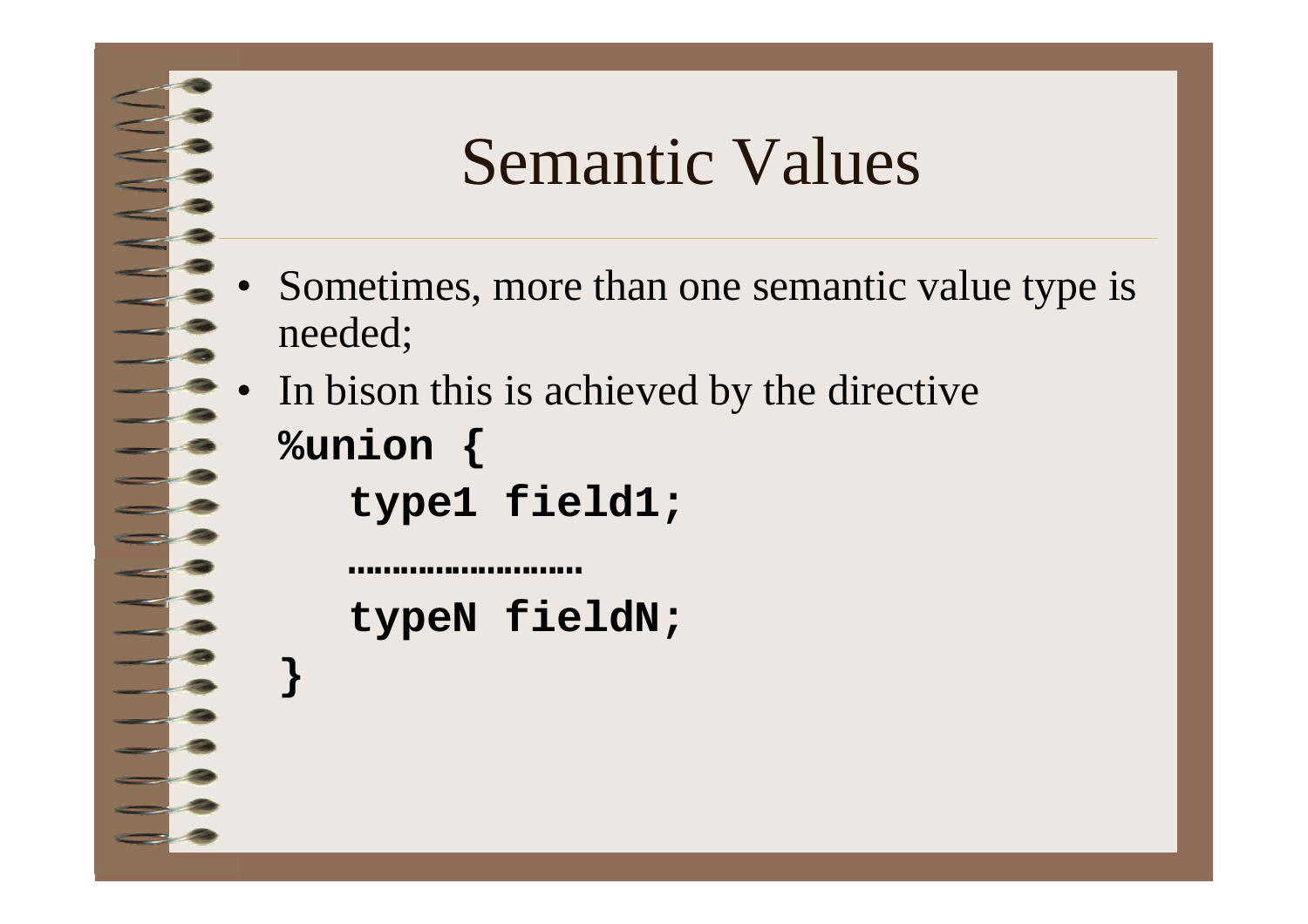# Semantic Values

- Sometimes, more than one semantic value type is needed;
- In bison this is achieved by the directive

```
%union {
   type1 field1;
   ……………………
   typeN fieldN;
}
```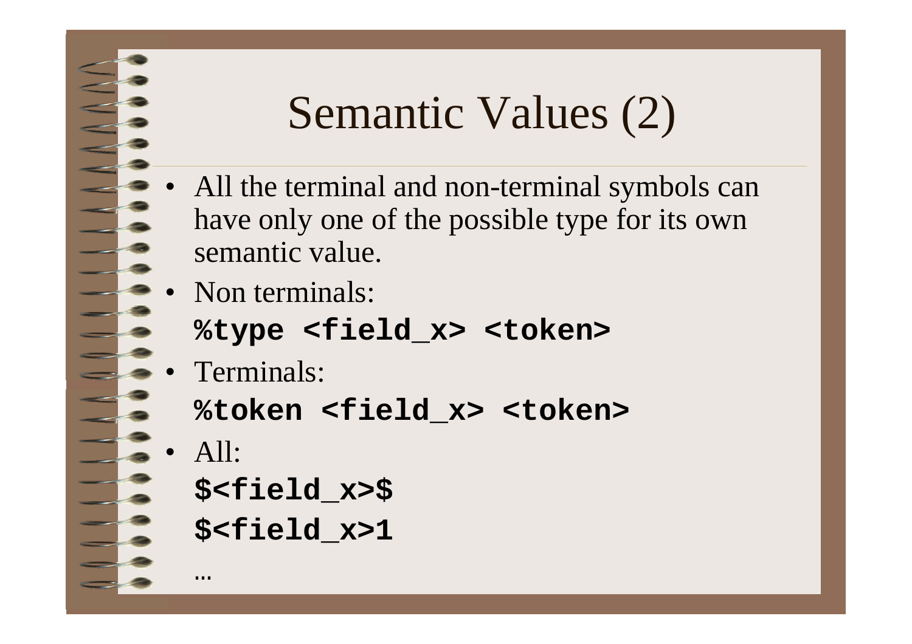# Semantic Values (2)

- All the terminal and non-terminal symbols can have only one of the possible type for its own semantic value.
- Non terminals:

  ```
  %type <field_x> <token>
  ```

- Terminals:

  ```
  %token <field_x> <token>
  ```

- All:

  ```
  $<field_x>$
  $<field_x>1
  ...
  ```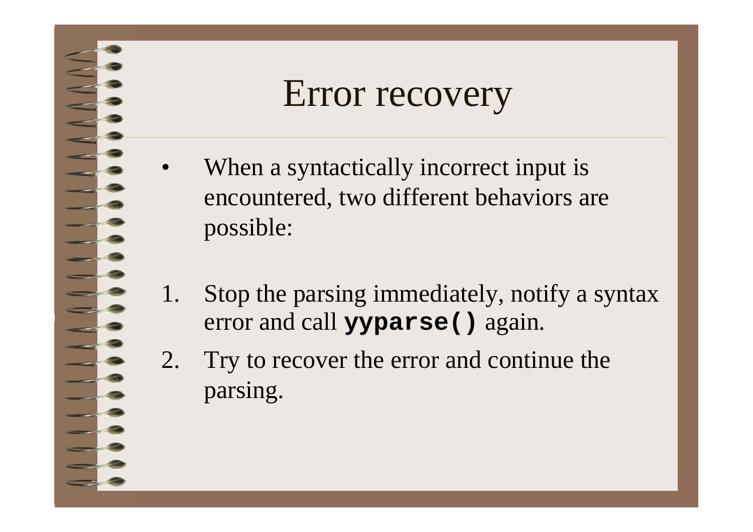# Error recovery

- When a syntactically incorrect input is encountered, two different behaviors are possible:

1. Stop the parsing immediately, notify a syntax error and call **`yyparse()`** again.
2. Try to recover the error and continue the parsing.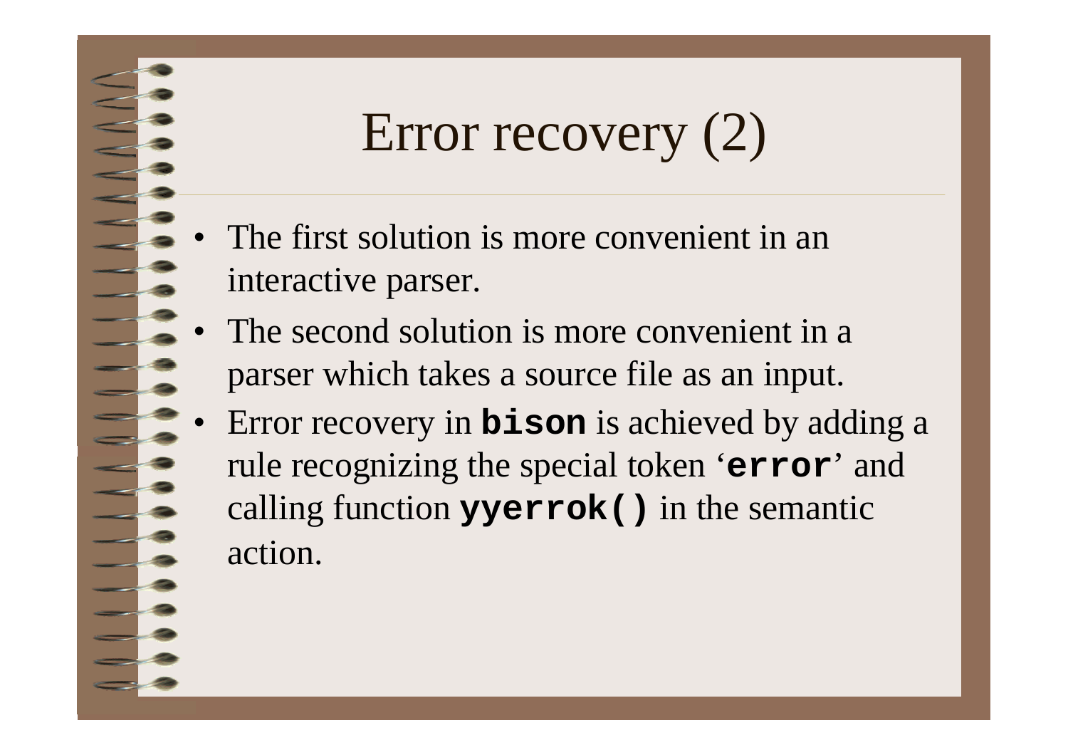# Error recovery (2)

- The first solution is more convenient in an interactive parser.
- The second solution is more convenient in a parser which takes a source file as an input.
- Error recovery in **`bison`** is achieved by adding a rule recognizing the special token '**`error`**' and calling function **`yyerrok()`** in the semantic action.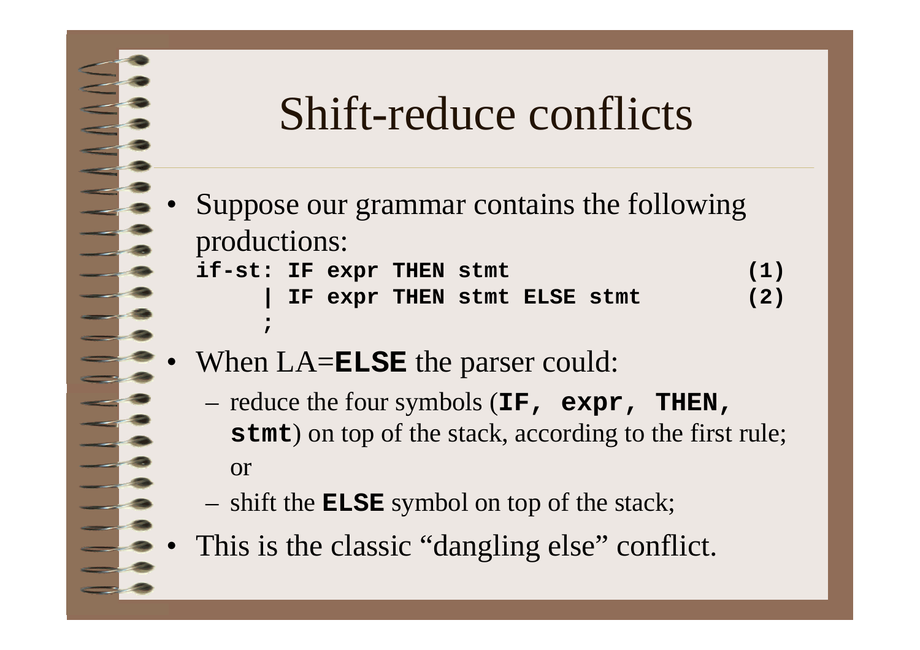# Shift-reduce conflicts

- Suppose our grammar contains the following productions:

```
if-st: IF expr THEN stmt                    (1)
     | IF expr THEN stmt ELSE stmt          (2)
     ;
```

- When LA=**ELSE** the parser could:
  - reduce the four symbols (**IF, expr, THEN, stmt**) on top of the stack, according to the first rule; or
  - shift the **ELSE** symbol on top of the stack;
- This is the classic “dangling else” conflict.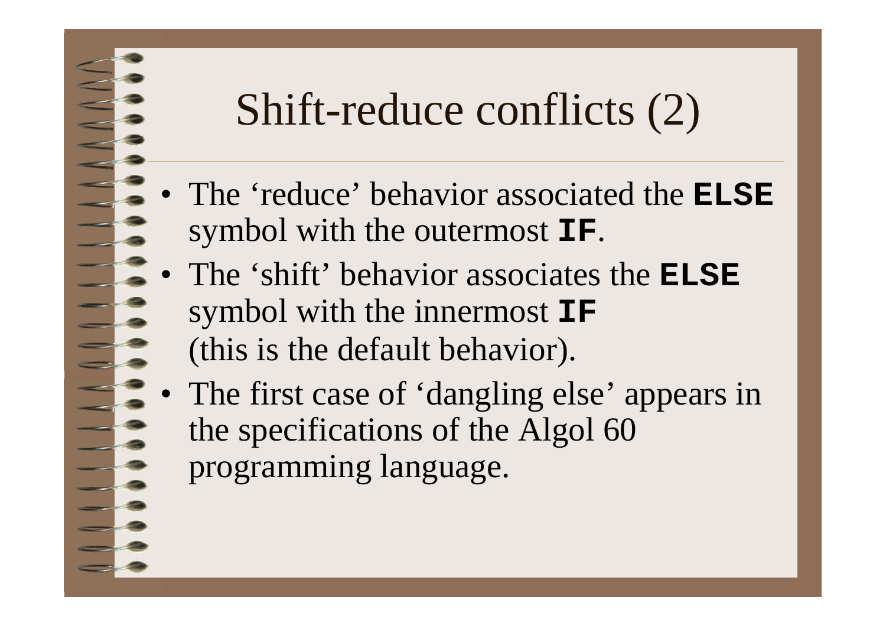# Shift-reduce conflicts (2)

- The 'reduce' behavior associated the **`ELSE`** symbol with the outermost **`IF`**.
- The 'shift' behavior associates the **`ELSE`** symbol with the innermost **`IF`** (this is the default behavior).
- The first case of 'dangling else' appears in the specifications of the Algol 60 programming language.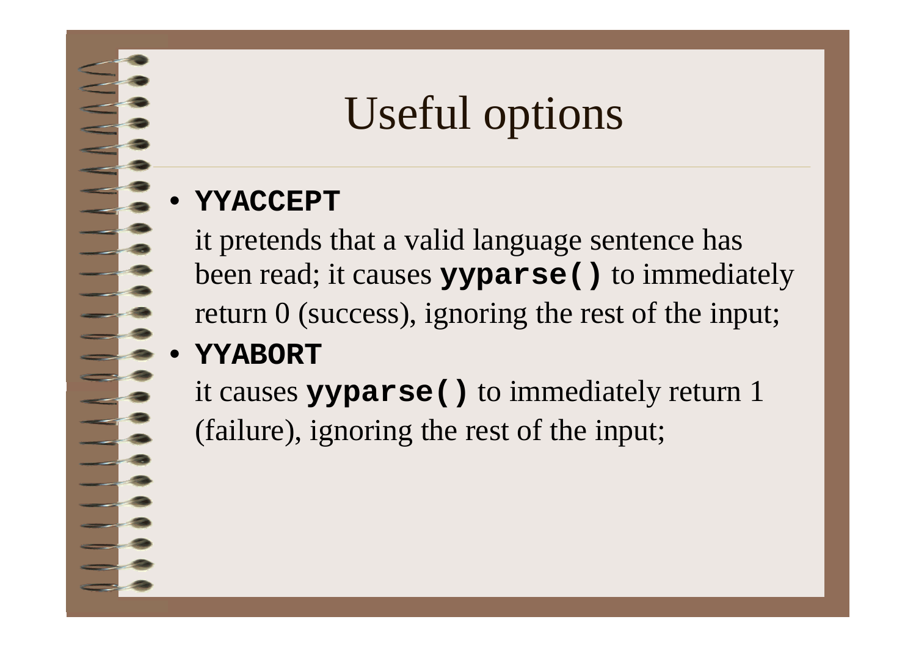# Useful options

- **`YYACCEPT`**

  it pretends that a valid language sentence has been read; it causes **`yyparse()`** to immediately return 0 (success), ignoring the rest of the input;

- **`YYABORT`**

  it causes **`yyparse()`** to immediately return 1 (failure), ignoring the rest of the input;